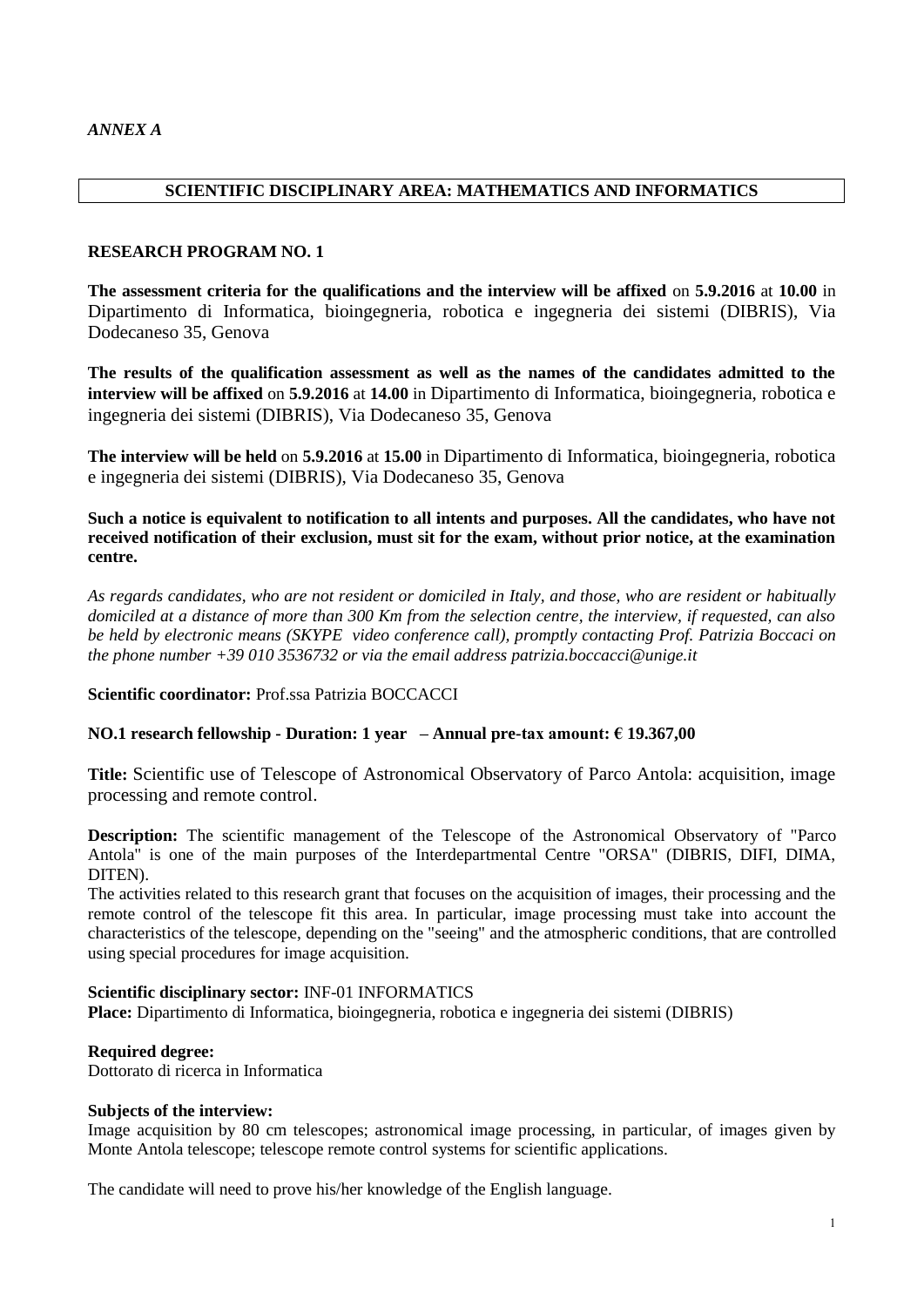*ANNEX A*

## SCIENTIFIC DISCIPLINARY AREA: MATHEMATICS AND INFORMATICS

### RESEARCH PROGRAM NO. 1

**The assessment criteria for the qualifications and the interview will be affixed** on **5.9.2016** at **10.00** in Dipartimento di Informatica, bioingegneria, robotica e ingegneria dei sistemi (DIBRIS), Via Dodecaneso 35, Genova

**The results of the qualification assessment as well as the names of the candidates admitted to the interview will be affixed** on **5.9.2016** at **14.00** in Dipartimento di Informatica, bioingegneria, robotica e ingegneria dei sistemi (DIBRIS), Via Dodecaneso 35, Genova

**The interview will be held** on **5.9.2016** at **15.00** in Dipartimento di Informatica, bioingegneria, robotica e ingegneria dei sistemi (DIBRIS), Via Dodecaneso 35, Genova

**Such a notice is equivalent to notification to all intents and purposes. All the candidates, who have not received notification of their exclusion, must sit for the exam, without prior notice, at the examination centre.**

*As regards candidates, who are not resident or domiciled in Italy, and those, who are resident or habitually domiciled at a distance of more than 300 Km from the selection centre, the interview, if requested, can also be held by electronic means (SKYPE video conference call), promptly contacting Prof. Patrizia Boccaci on the phone number +39 010 3536732 or via the email address patrizia.boccacci@unige.it*

**Scientific coordinator:** Prof.ssa Patrizia BOCCACCI

**NO.1 research fellowship - Duration: 1 year – Annual pre-tax amount: € 19.367,00**

**Title:** Scientific use of Telescope of Astronomical Observatory of Parco Antola: acquisition, image processing and remote control.

**Description:** The scientific management of the Telescope of the Astronomical Observatory of "Parco Antola" is one of the main purposes of the Interdepartmental Centre "ORSA" (DIBRIS, DIFI, DIMA, DITEN).
The activities related to this research grant that focuses on the acquisition of images, their processing and the remote control of the telescope fit this area. In particular, image processing must take into account the characteristics of the telescope, depending on the "seeing" and the atmospheric conditions, that are controlled using special procedures for image acquisition.

**Scientific disciplinary sector:** INF-01 INFORMATICS
**Place:** Dipartimento di Informatica, bioingegneria, robotica e ingegneria dei sistemi (DIBRIS)

**Required degree:**
Dottorato di ricerca in Informatica

**Subjects of the interview:**
Image acquisition by 80 cm telescopes; astronomical image processing, in particular, of images given by Monte Antola telescope; telescope remote control systems for scientific applications.

The candidate will need to prove his/her knowledge of the English language.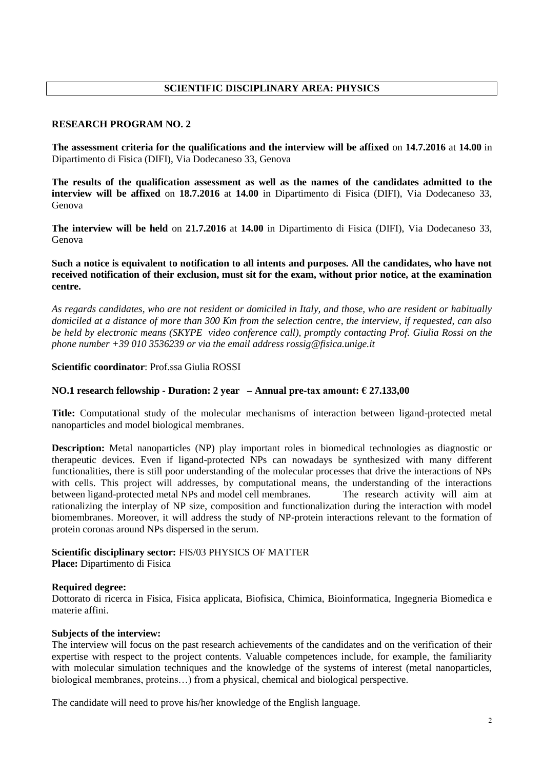## SCIENTIFIC DISCIPLINARY AREA: PHYSICS

### RESEARCH PROGRAM NO. 2

**The assessment criteria for the qualifications and the interview will be affixed** on **14.7.2016** at **14.00** in Dipartimento di Fisica (DIFI), Via Dodecaneso 33, Genova

**The results of the qualification assessment as well as the names of the candidates admitted to the interview will be affixed** on **18.7.2016** at **14.00** in Dipartimento di Fisica (DIFI), Via Dodecaneso 33, Genova

**The interview will be held** on **21.7.2016** at **14.00** in Dipartimento di Fisica (DIFI), Via Dodecaneso 33, Genova

**Such a notice is equivalent to notification to all intents and purposes. All the candidates, who have not received notification of their exclusion, must sit for the exam, without prior notice, at the examination centre.**

*As regards candidates, who are not resident or domiciled in Italy, and those, who are resident or habitually domiciled at a distance of more than 300 Km from the selection centre, the interview, if requested, can also be held by electronic means (SKYPE video conference call), promptly contacting Prof. Giulia Rossi on the phone number +39 010 3536239 or via the email address rossig@fisica.unige.it*

**Scientific coordinator**: Prof.ssa Giulia ROSSI

**NO.1 research fellowship - Duration: 2 year – Annual pre-tax amount: € 27.133,00**

**Title:** Computational study of the molecular mechanisms of interaction between ligand-protected metal nanoparticles and model biological membranes.

**Description:** Metal nanoparticles (NP) play important roles in biomedical technologies as diagnostic or therapeutic devices. Even if ligand-protected NPs can nowadays be synthesized with many different functionalities, there is still poor understanding of the molecular processes that drive the interactions of NPs with cells. This project will addresses, by computational means, the understanding of the interactions between ligand-protected metal NPs and model cell membranes. The research activity will aim at rationalizing the interplay of NP size, composition and functionalization during the interaction with model biomembranes. Moreover, it will address the study of NP-protein interactions relevant to the formation of protein coronas around NPs dispersed in the serum.

**Scientific disciplinary sector:** FIS/03 PHYSICS OF MATTER
**Place:** Dipartimento di Fisica

**Required degree:**
Dottorato di ricerca in Fisica, Fisica applicata, Biofisica, Chimica, Bioinformatica, Ingegneria Biomedica e materie affini.

**Subjects of the interview:**
The interview will focus on the past research achievements of the candidates and on the verification of their expertise with respect to the project contents. Valuable competences include, for example, the familiarity with molecular simulation techniques and the knowledge of the systems of interest (metal nanoparticles, biological membranes, proteins…) from a physical, chemical and biological perspective.

The candidate will need to prove his/her knowledge of the English language.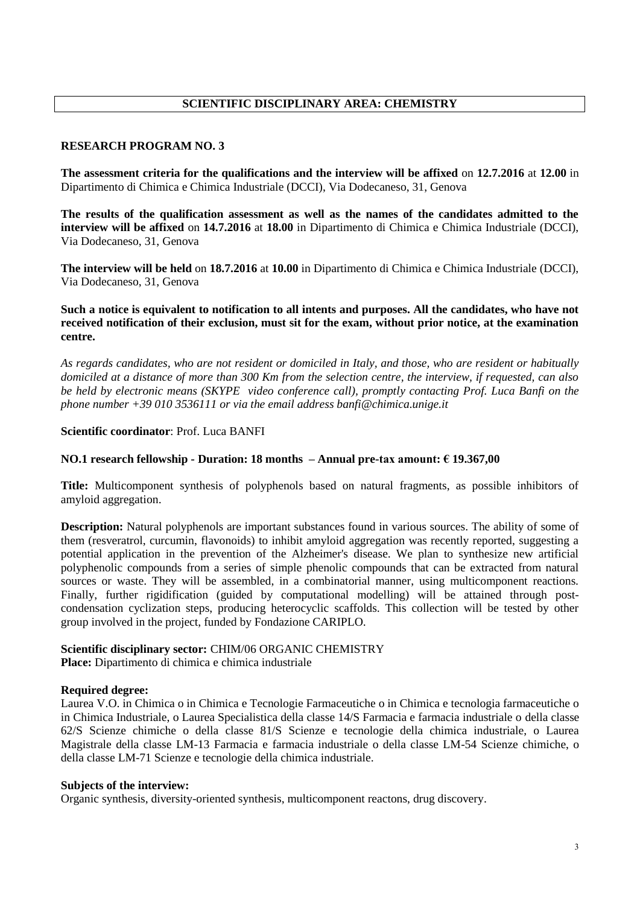## SCIENTIFIC DISCIPLINARY AREA: CHEMISTRY

### RESEARCH PROGRAM NO. 3

**The assessment criteria for the qualifications and the interview will be affixed** on **12.7.2016** at **12.00** in Dipartimento di Chimica e Chimica Industriale (DCCI), Via Dodecaneso, 31, Genova

**The results of the qualification assessment as well as the names of the candidates admitted to the interview will be affixed** on **14.7.2016** at **18.00** in Dipartimento di Chimica e Chimica Industriale (DCCI), Via Dodecaneso, 31, Genova

**The interview will be held** on **18.7.2016** at **10.00** in Dipartimento di Chimica e Chimica Industriale (DCCI), Via Dodecaneso, 31, Genova

**Such a notice is equivalent to notification to all intents and purposes. All the candidates, who have not received notification of their exclusion, must sit for the exam, without prior notice, at the examination centre.**

*As regards candidates, who are not resident or domiciled in Italy, and those, who are resident or habitually domiciled at a distance of more than 300 Km from the selection centre, the interview, if requested, can also be held by electronic means (SKYPE video conference call), promptly contacting Prof. Luca Banfi on the phone number +39 010 3536111 or via the email address banfi@chimica.unige.it*

**Scientific coordinator**: Prof. Luca BANFI

**NO.1 research fellowship - Duration: 18 months – Annual pre-tax amount: € 19.367,00**

**Title:** Multicomponent synthesis of polyphenols based on natural fragments, as possible inhibitors of amyloid aggregation.

**Description:** Natural polyphenols are important substances found in various sources. The ability of some of them (resveratrol, curcumin, flavonoids) to inhibit amyloid aggregation was recently reported, suggesting a potential application in the prevention of the Alzheimer's disease. We plan to synthesize new artificial polyphenolic compounds from a series of simple phenolic compounds that can be extracted from natural sources or waste. They will be assembled, in a combinatorial manner, using multicomponent reactions. Finally, further rigidification (guided by computational modelling) will be attained through post-condensation cyclization steps, producing heterocyclic scaffolds. This collection will be tested by other group involved in the project, funded by Fondazione CARIPLO.

**Scientific disciplinary sector:** CHIM/06 ORGANIC CHEMISTRY
**Place:** Dipartimento di chimica e chimica industriale

**Required degree:**
Laurea V.O. in Chimica o in Chimica e Tecnologie Farmaceutiche o in Chimica e tecnologia farmaceutiche o in Chimica Industriale, o Laurea Specialistica della classe 14/S Farmacia e farmacia industriale o della classe 62/S Scienze chimiche o della classe 81/S Scienze e tecnologie della chimica industriale, o Laurea Magistrale della classe LM-13 Farmacia e farmacia industriale o della classe LM-54 Scienze chimiche, o della classe LM-71 Scienze e tecnologie della chimica industriale.

**Subjects of the interview:**
Organic synthesis, diversity-oriented synthesis, multicomponent reactons, drug discovery.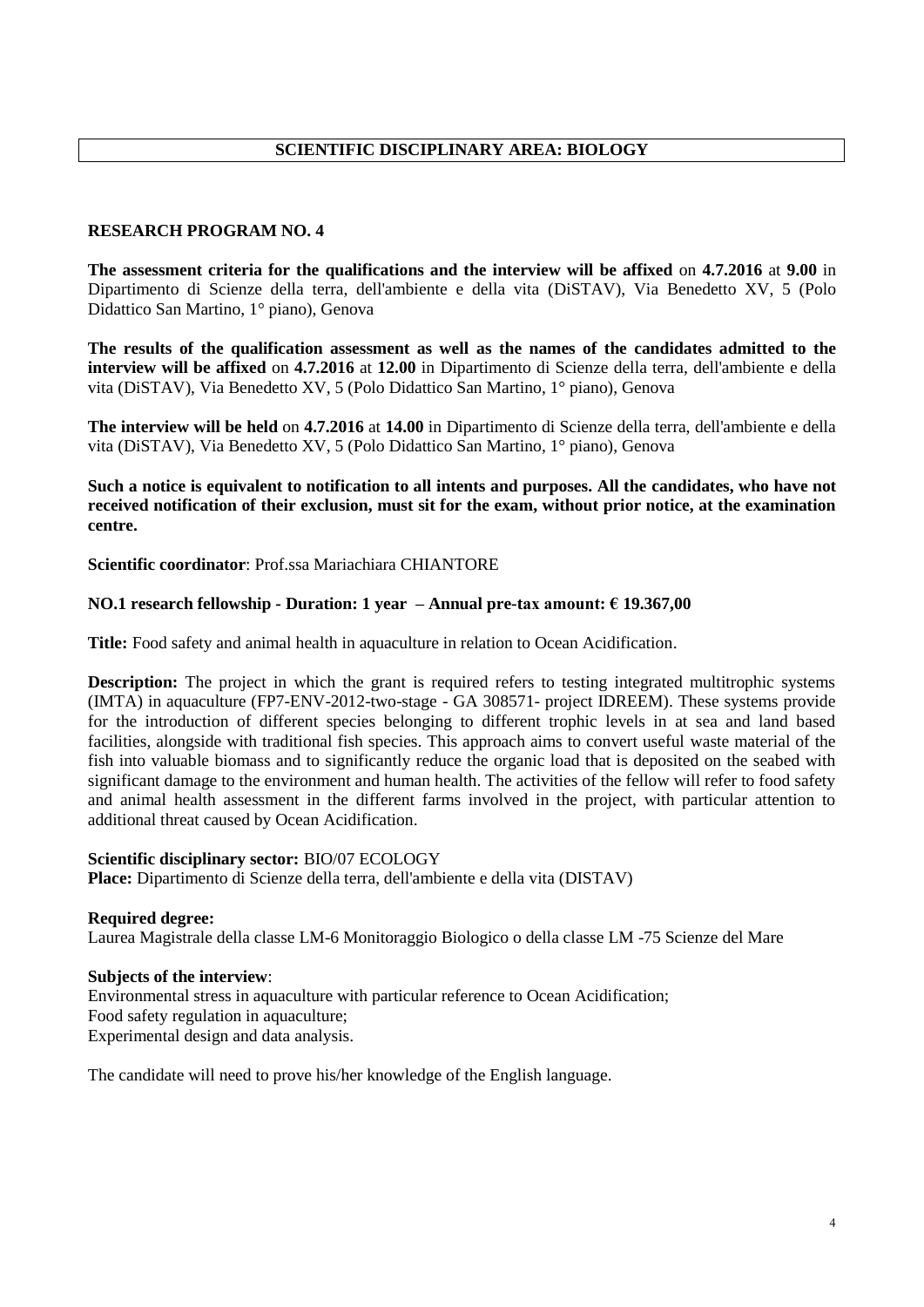## SCIENTIFIC DISCIPLINARY AREA: BIOLOGY

### RESEARCH PROGRAM NO. 4

**The assessment criteria for the qualifications and the interview will be affixed** on **4.7.2016** at **9.00** in Dipartimento di Scienze della terra, dell'ambiente e della vita (DiSTAV), Via Benedetto XV, 5 (Polo Didattico San Martino, 1° piano), Genova

**The results of the qualification assessment as well as the names of the candidates admitted to the interview will be affixed** on **4.7.2016** at **12.00** in Dipartimento di Scienze della terra, dell'ambiente e della vita (DiSTAV), Via Benedetto XV, 5 (Polo Didattico San Martino, 1° piano), Genova

**The interview will be held** on **4.7.2016** at **14.00** in Dipartimento di Scienze della terra, dell'ambiente e della vita (DiSTAV), Via Benedetto XV, 5 (Polo Didattico San Martino, 1° piano), Genova

**Such a notice is equivalent to notification to all intents and purposes. All the candidates, who have not received notification of their exclusion, must sit for the exam, without prior notice, at the examination centre.**

**Scientific coordinator**: Prof.ssa Mariachiara CHIANTORE

**NO.1 research fellowship - Duration: 1 year – Annual pre-tax amount: € 19.367,00**

**Title:** Food safety and animal health in aquaculture in relation to Ocean Acidification.

**Description:** The project in which the grant is required refers to testing integrated multitrophic systems (IMTA) in aquaculture (FP7-ENV-2012-two-stage - GA 308571- project IDREEM). These systems provide for the introduction of different species belonging to different trophic levels in at sea and land based facilities, alongside with traditional fish species. This approach aims to convert useful waste material of the fish into valuable biomass and to significantly reduce the organic load that is deposited on the seabed with significant damage to the environment and human health. The activities of the fellow will refer to food safety and animal health assessment in the different farms involved in the project, with particular attention to additional threat caused by Ocean Acidification.

**Scientific disciplinary sector:** BIO/07 ECOLOGY
**Place:** Dipartimento di Scienze della terra, dell'ambiente e della vita (DISTAV)

**Required degree:**
Laurea Magistrale della classe LM-6 Monitoraggio Biologico o della classe LM -75 Scienze del Mare

**Subjects of the interview**:
Environmental stress in aquaculture with particular reference to Ocean Acidification;
Food safety regulation in aquaculture;
Experimental design and data analysis.

The candidate will need to prove his/her knowledge of the English language.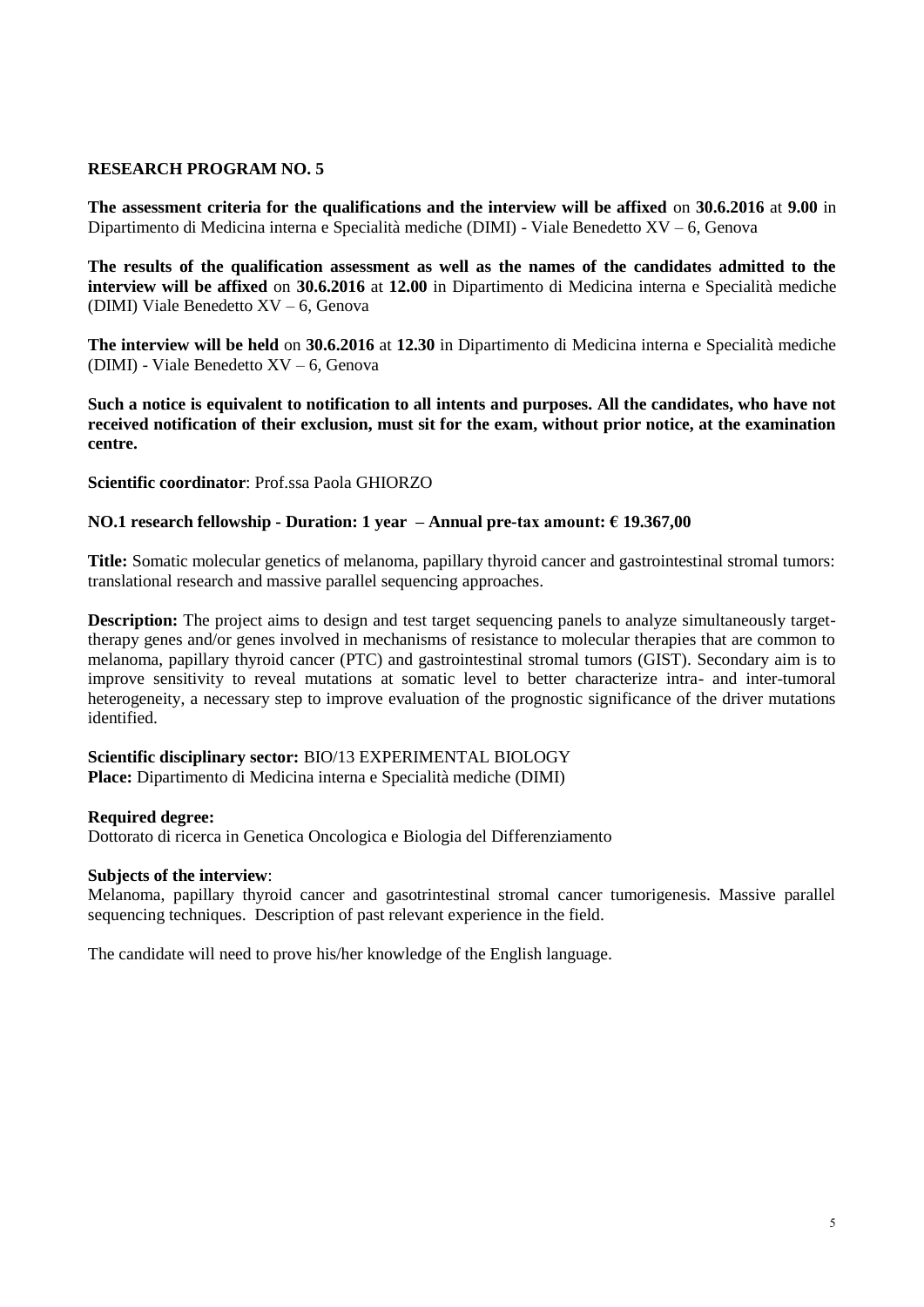**RESEARCH PROGRAM NO. 5**

**The assessment criteria for the qualifications and the interview will be affixed** on **30.6.2016** at **9.00** in Dipartimento di Medicina interna e Specialità mediche (DIMI) - Viale Benedetto XV – 6, Genova

**The results of the qualification assessment as well as the names of the candidates admitted to the interview will be affixed** on **30.6.2016** at **12.00** in Dipartimento di Medicina interna e Specialità mediche (DIMI) Viale Benedetto XV – 6, Genova

**The interview will be held** on **30.6.2016** at **12.30** in Dipartimento di Medicina interna e Specialità mediche (DIMI) - Viale Benedetto XV – 6, Genova

**Such a notice is equivalent to notification to all intents and purposes. All the candidates, who have not received notification of their exclusion, must sit for the exam, without prior notice, at the examination centre.**

**Scientific coordinator**: Prof.ssa Paola GHIORZO

**NO.1 research fellowship - Duration: 1 year – Annual pre-tax amount: € 19.367,00**

**Title:** Somatic molecular genetics of melanoma, papillary thyroid cancer and gastrointestinal stromal tumors: translational research and massive parallel sequencing approaches.

**Description:** The project aims to design and test target sequencing panels to analyze simultaneously target-therapy genes and/or genes involved in mechanisms of resistance to molecular therapies that are common to melanoma, papillary thyroid cancer (PTC) and gastrointestinal stromal tumors (GIST). Secondary aim is to improve sensitivity to reveal mutations at somatic level to better characterize intra- and inter-tumoral heterogeneity, a necessary step to improve evaluation of the prognostic significance of the driver mutations identified.

**Scientific disciplinary sector:** BIO/13 EXPERIMENTAL BIOLOGY
**Place:** Dipartimento di Medicina interna e Specialità mediche (DIMI)

**Required degree:**
Dottorato di ricerca in Genetica Oncologica e Biologia del Differenziamento

**Subjects of the interview**:
Melanoma, papillary thyroid cancer and gasotrintestinal stromal cancer tumorigenesis. Massive parallel sequencing techniques. Description of past relevant experience in the field.

The candidate will need to prove his/her knowledge of the English language.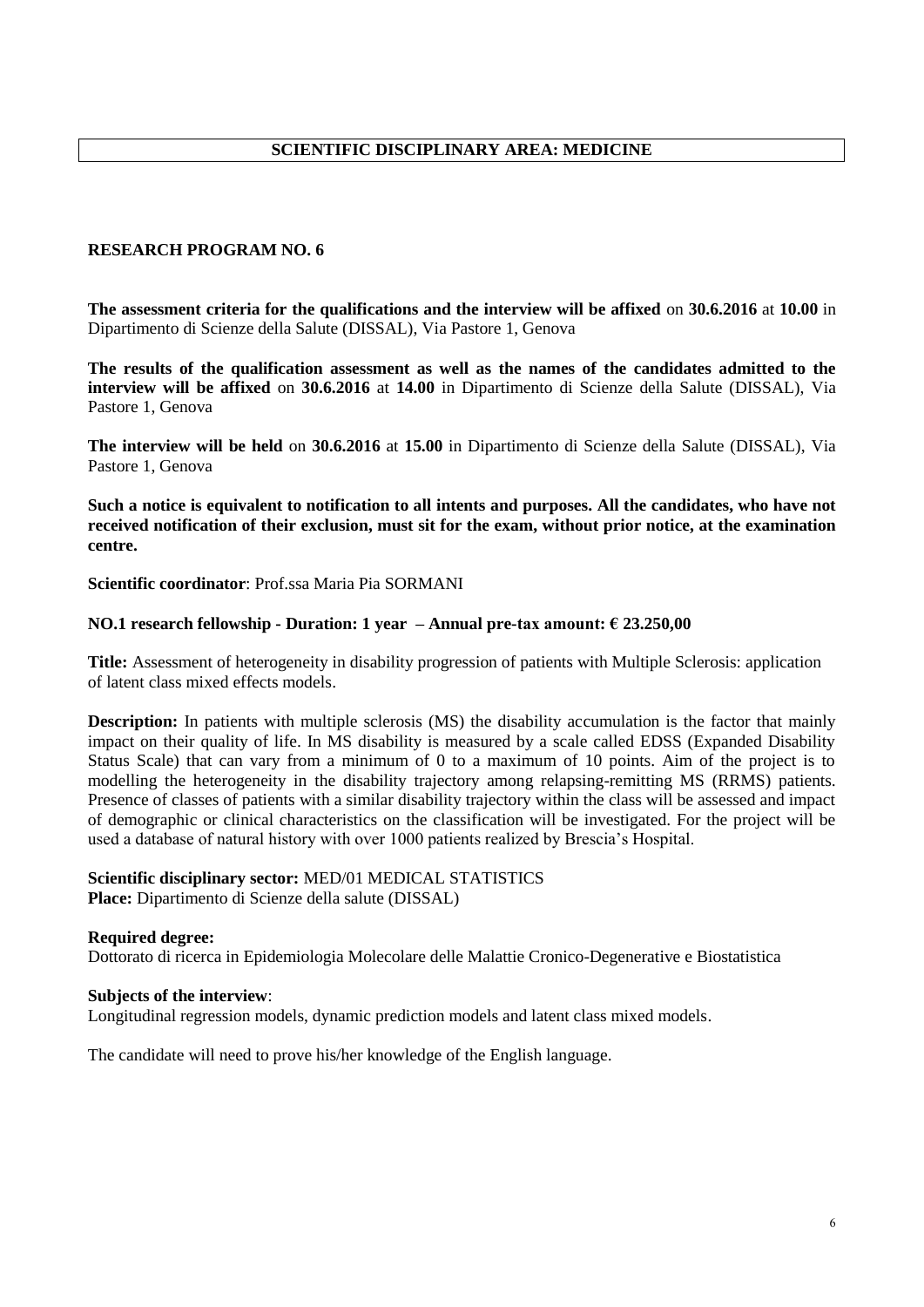## SCIENTIFIC DISCIPLINARY AREA: MEDICINE

### RESEARCH PROGRAM NO. 6

**The assessment criteria for the qualifications and the interview will be affixed** on **30.6.2016** at **10.00** in Dipartimento di Scienze della Salute (DISSAL), Via Pastore 1, Genova

**The results of the qualification assessment as well as the names of the candidates admitted to the interview will be affixed** on **30.6.2016** at **14.00** in Dipartimento di Scienze della Salute (DISSAL), Via Pastore 1, Genova

**The interview will be held** on **30.6.2016** at **15.00** in Dipartimento di Scienze della Salute (DISSAL), Via Pastore 1, Genova

**Such a notice is equivalent to notification to all intents and purposes. All the candidates, who have not received notification of their exclusion, must sit for the exam, without prior notice, at the examination centre.**

**Scientific coordinator**: Prof.ssa Maria Pia SORMANI

**NO.1 research fellowship - Duration: 1 year – Annual pre-tax amount: € 23.250,00**

**Title:** Assessment of heterogeneity in disability progression of patients with Multiple Sclerosis: application of latent class mixed effects models.

**Description:** In patients with multiple sclerosis (MS) the disability accumulation is the factor that mainly impact on their quality of life. In MS disability is measured by a scale called EDSS (Expanded Disability Status Scale) that can vary from a minimum of 0 to a maximum of 10 points. Aim of the project is to modelling the heterogeneity in the disability trajectory among relapsing-remitting MS (RRMS) patients. Presence of classes of patients with a similar disability trajectory within the class will be assessed and impact of demographic or clinical characteristics on the classification will be investigated. For the project will be used a database of natural history with over 1000 patients realized by Brescia's Hospital.

**Scientific disciplinary sector:** MED/01 MEDICAL STATISTICS
**Place:** Dipartimento di Scienze della salute (DISSAL)

**Required degree:**
Dottorato di ricerca in Epidemiologia Molecolare delle Malattie Cronico-Degenerative e Biostatistica

**Subjects of the interview**:
Longitudinal regression models, dynamic prediction models and latent class mixed models.

The candidate will need to prove his/her knowledge of the English language.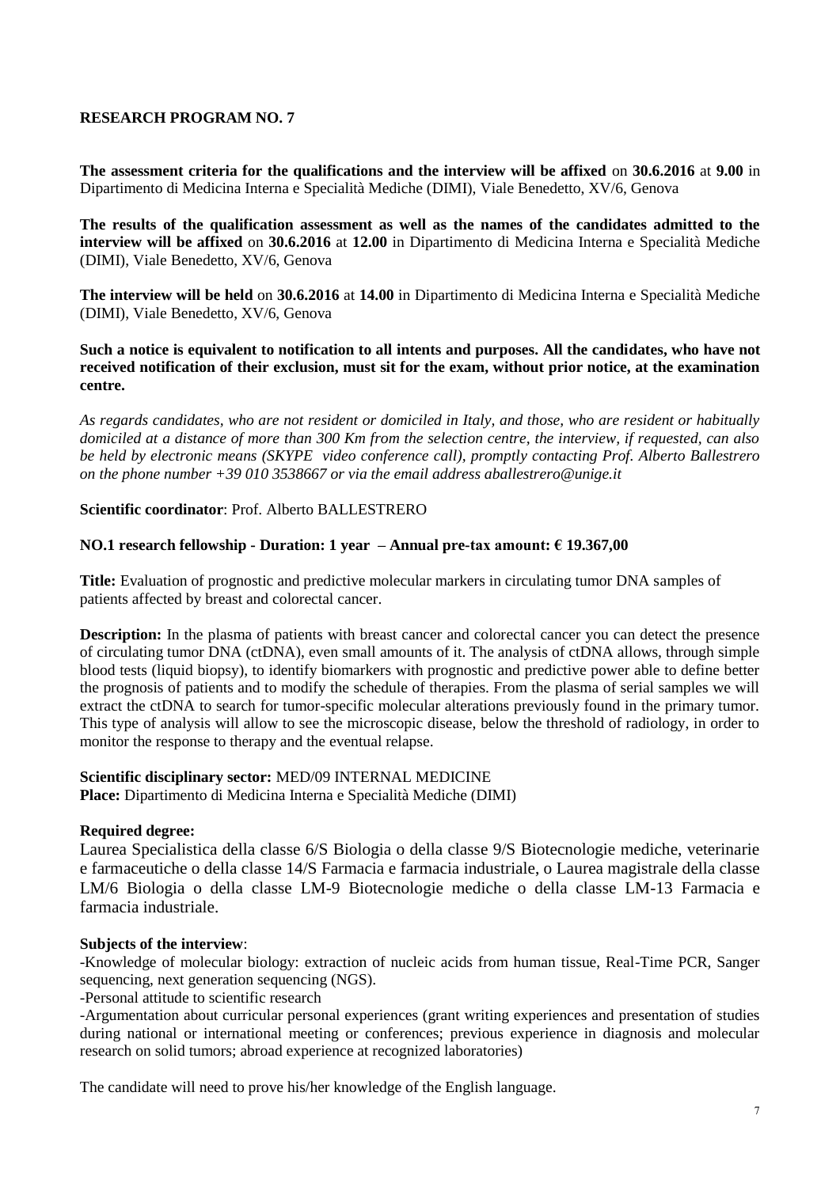## RESEARCH PROGRAM NO. 7

**The assessment criteria for the qualifications and the interview will be affixed** on **30.6.2016** at **9.00** in Dipartimento di Medicina Interna e Specialità Mediche (DIMI), Viale Benedetto, XV/6, Genova

**The results of the qualification assessment as well as the names of the candidates admitted to the interview will be affixed** on **30.6.2016** at **12.00** in Dipartimento di Medicina Interna e Specialità Mediche (DIMI), Viale Benedetto, XV/6, Genova

**The interview will be held** on **30.6.2016** at **14.00** in Dipartimento di Medicina Interna e Specialità Mediche (DIMI), Viale Benedetto, XV/6, Genova

**Such a notice is equivalent to notification to all intents and purposes. All the candidates, who have not received notification of their exclusion, must sit for the exam, without prior notice, at the examination centre.**

*As regards candidates, who are not resident or domiciled in Italy, and those, who are resident or habitually domiciled at a distance of more than 300 Km from the selection centre, the interview, if requested, can also be held by electronic means (SKYPE video conference call), promptly contacting Prof. Alberto Ballestrero on the phone number +39 010 3538667 or via the email address aballestrero@unige.it*

**Scientific coordinator**: Prof. Alberto BALLESTRERO

**NO.1 research fellowship - Duration: 1 year – Annual pre-tax amount: € 19.367,00**

**Title:** Evaluation of prognostic and predictive molecular markers in circulating tumor DNA samples of patients affected by breast and colorectal cancer.

**Description:** In the plasma of patients with breast cancer and colorectal cancer you can detect the presence of circulating tumor DNA (ctDNA), even small amounts of it. The analysis of ctDNA allows, through simple blood tests (liquid biopsy), to identify biomarkers with prognostic and predictive power able to define better the prognosis of patients and to modify the schedule of therapies. From the plasma of serial samples we will extract the ctDNA to search for tumor-specific molecular alterations previously found in the primary tumor. This type of analysis will allow to see the microscopic disease, below the threshold of radiology, in order to monitor the response to therapy and the eventual relapse.

**Scientific disciplinary sector:** MED/09 INTERNAL MEDICINE
**Place:** Dipartimento di Medicina Interna e Specialità Mediche (DIMI)

**Required degree:**

Laurea Specialistica della classe 6/S Biologia o della classe 9/S Biotecnologie mediche, veterinarie e farmaceutiche o della classe 14/S Farmacia e farmacia industriale, o Laurea magistrale della classe LM/6 Biologia o della classe LM-9 Biotecnologie mediche o della classe LM-13 Farmacia e farmacia industriale.

**Subjects of the interview**:

-Knowledge of molecular biology: extraction of nucleic acids from human tissue, Real-Time PCR, Sanger sequencing, next generation sequencing (NGS).

-Personal attitude to scientific research

-Argumentation about curricular personal experiences (grant writing experiences and presentation of studies during national or international meeting or conferences; previous experience in diagnosis and molecular research on solid tumors; abroad experience at recognized laboratories)

The candidate will need to prove his/her knowledge of the English language.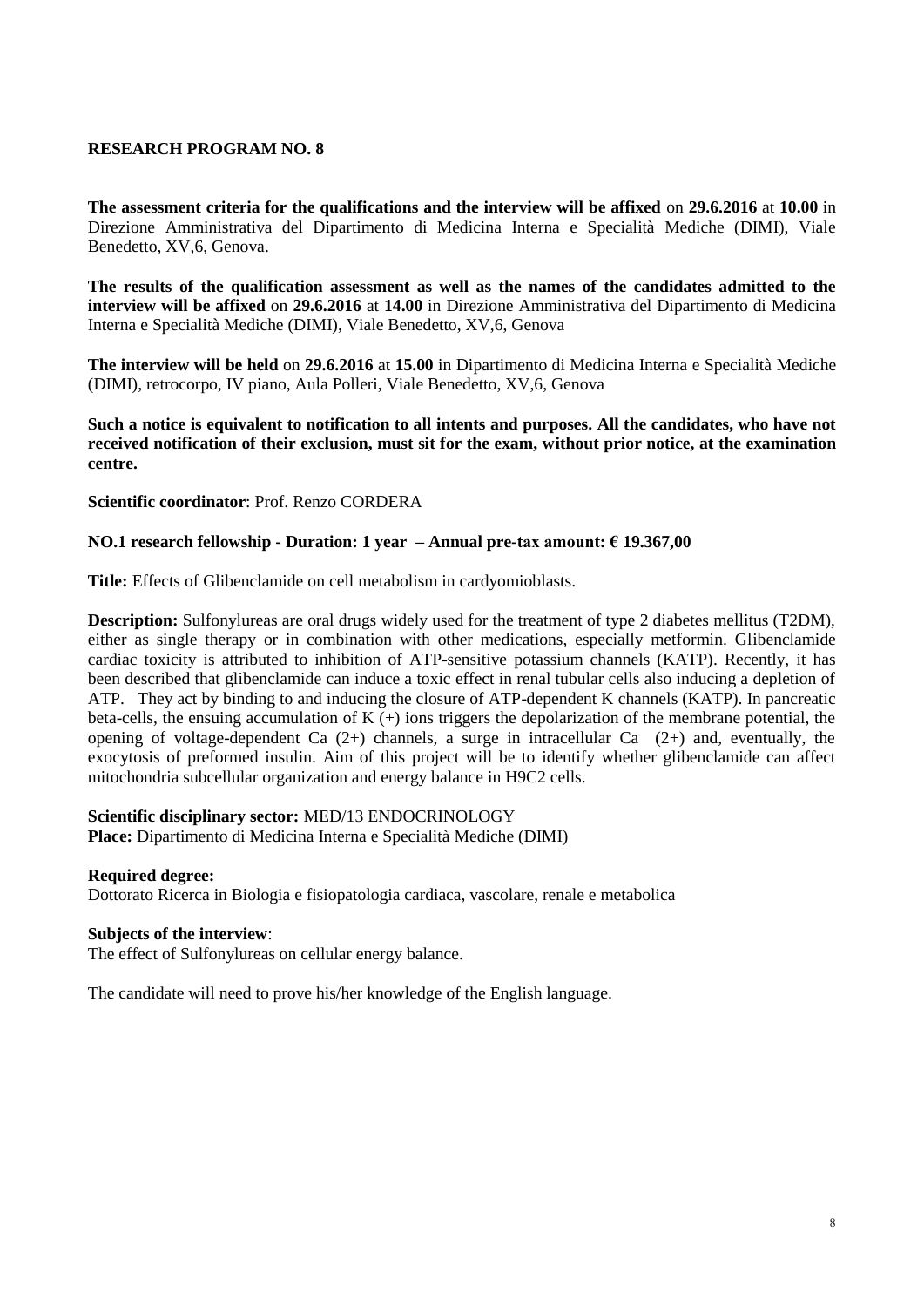## RESEARCH PROGRAM NO. 8

**The assessment criteria for the qualifications and the interview will be affixed** on **29.6.2016** at **10.00** in Direzione Amministrativa del Dipartimento di Medicina Interna e Specialità Mediche (DIMI), Viale Benedetto, XV,6, Genova.

**The results of the qualification assessment as well as the names of the candidates admitted to the interview will be affixed** on **29.6.2016** at **14.00** in Direzione Amministrativa del Dipartimento di Medicina Interna e Specialità Mediche (DIMI), Viale Benedetto, XV,6, Genova

**The interview will be held** on **29.6.2016** at **15.00** in Dipartimento di Medicina Interna e Specialità Mediche (DIMI), retrocorpo, IV piano, Aula Polleri, Viale Benedetto, XV,6, Genova

**Such a notice is equivalent to notification to all intents and purposes. All the candidates, who have not received notification of their exclusion, must sit for the exam, without prior notice, at the examination centre.**

**Scientific coordinator**: Prof. Renzo CORDERA

**NO.1 research fellowship - Duration: 1 year – Annual pre-tax amount: € 19.367,00**

**Title:** Effects of Glibenclamide on cell metabolism in cardyomioblasts.

**Description:** Sulfonylureas are oral drugs widely used for the treatment of type 2 diabetes mellitus (T2DM), either as single therapy or in combination with other medications, especially metformin. Glibenclamide cardiac toxicity is attributed to inhibition of ATP-sensitive potassium channels (KATP). Recently, it has been described that glibenclamide can induce a toxic effect in renal tubular cells also inducing a depletion of ATP. They act by binding to and inducing the closure of ATP-dependent K channels (KATP). In pancreatic beta-cells, the ensuing accumulation of K (+) ions triggers the depolarization of the membrane potential, the opening of voltage-dependent Ca (2+) channels, a surge in intracellular Ca (2+) and, eventually, the exocytosis of preformed insulin. Aim of this project will be to identify whether glibenclamide can affect mitochondria subcellular organization and energy balance in H9C2 cells.

**Scientific disciplinary sector:** MED/13 ENDOCRINOLOGY
**Place:** Dipartimento di Medicina Interna e Specialità Mediche (DIMI)

**Required degree:**
Dottorato Ricerca in Biologia e fisiopatologia cardiaca, vascolare, renale e metabolica

**Subjects of the interview**:
The effect of Sulfonylureas on cellular energy balance.

The candidate will need to prove his/her knowledge of the English language.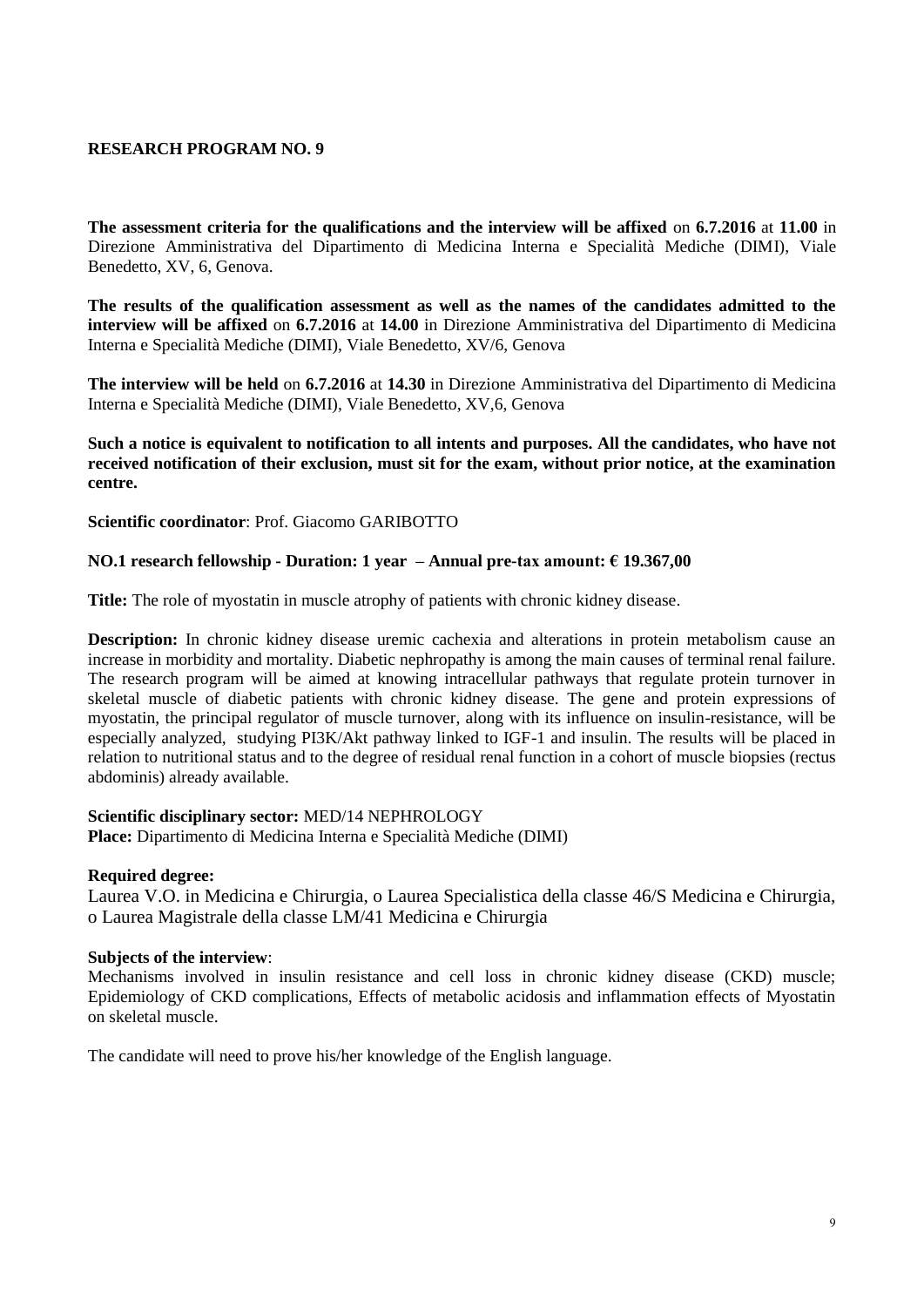**RESEARCH PROGRAM NO. 9**

**The assessment criteria for the qualifications and the interview will be affixed** on **6.7.2016** at **11.00** in Direzione Amministrativa del Dipartimento di Medicina Interna e Specialità Mediche (DIMI), Viale Benedetto, XV, 6, Genova.

**The results of the qualification assessment as well as the names of the candidates admitted to the interview will be affixed** on **6.7.2016** at **14.00** in Direzione Amministrativa del Dipartimento di Medicina Interna e Specialità Mediche (DIMI), Viale Benedetto, XV/6, Genova

**The interview will be held** on **6.7.2016** at **14.30** in Direzione Amministrativa del Dipartimento di Medicina Interna e Specialità Mediche (DIMI), Viale Benedetto, XV,6, Genova

**Such a notice is equivalent to notification to all intents and purposes. All the candidates, who have not received notification of their exclusion, must sit for the exam, without prior notice, at the examination centre.**

**Scientific coordinator**: Prof. Giacomo GARIBOTTO

**NO.1 research fellowship - Duration: 1 year – Annual pre-tax amount: € 19.367,00**

**Title:** The role of myostatin in muscle atrophy of patients with chronic kidney disease.

**Description:** In chronic kidney disease uremic cachexia and alterations in protein metabolism cause an increase in morbidity and mortality. Diabetic nephropathy is among the main causes of terminal renal failure. The research program will be aimed at knowing intracellular pathways that regulate protein turnover in skeletal muscle of diabetic patients with chronic kidney disease. The gene and protein expressions of myostatin, the principal regulator of muscle turnover, along with its influence on insulin-resistance, will be especially analyzed, studying PI3K/Akt pathway linked to IGF-1 and insulin. The results will be placed in relation to nutritional status and to the degree of residual renal function in a cohort of muscle biopsies (rectus abdominis) already available.

**Scientific disciplinary sector:** MED/14 NEPHROLOGY
**Place:** Dipartimento di Medicina Interna e Specialità Mediche (DIMI)

**Required degree:**
Laurea V.O. in Medicina e Chirurgia, o Laurea Specialistica della classe 46/S Medicina e Chirurgia, o Laurea Magistrale della classe LM/41 Medicina e Chirurgia

**Subjects of the interview**:
Mechanisms involved in insulin resistance and cell loss in chronic kidney disease (CKD) muscle; Epidemiology of CKD complications, Effects of metabolic acidosis and inflammation effects of Myostatin on skeletal muscle.

The candidate will need to prove his/her knowledge of the English language.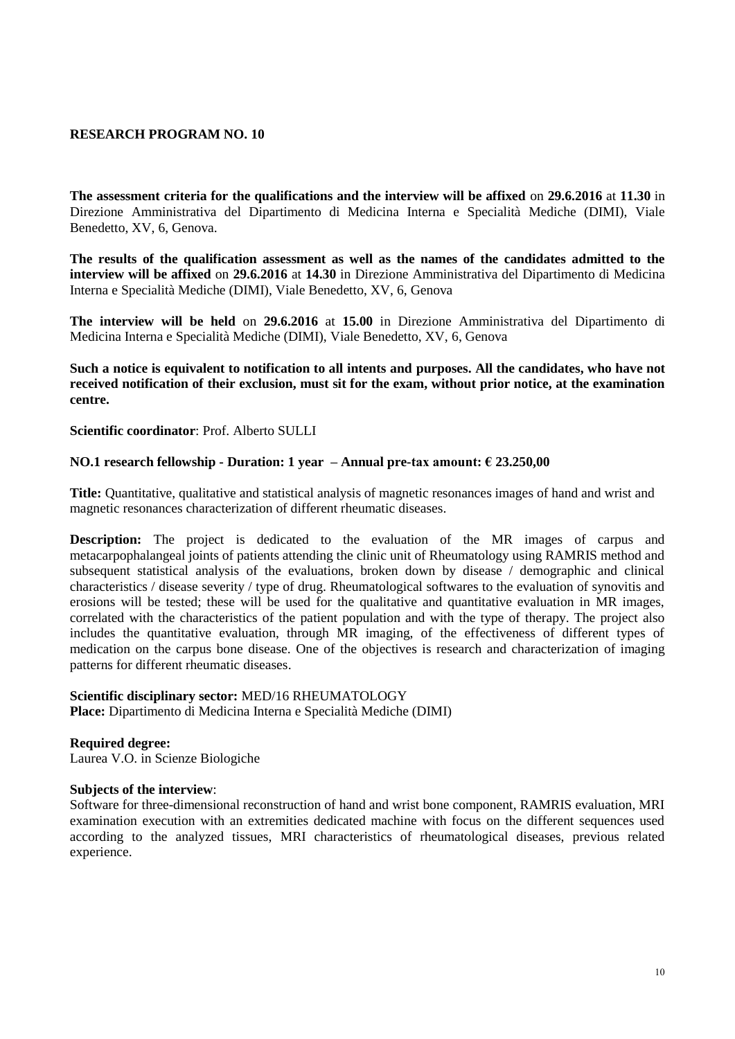## RESEARCH PROGRAM NO. 10

**The assessment criteria for the qualifications and the interview will be affixed** on **29.6.2016** at **11.30** in Direzione Amministrativa del Dipartimento di Medicina Interna e Specialità Mediche (DIMI), Viale Benedetto, XV, 6, Genova.

**The results of the qualification assessment as well as the names of the candidates admitted to the interview will be affixed** on **29.6.2016** at **14.30** in Direzione Amministrativa del Dipartimento di Medicina Interna e Specialità Mediche (DIMI), Viale Benedetto, XV, 6, Genova

**The interview will be held** on **29.6.2016** at **15.00** in Direzione Amministrativa del Dipartimento di Medicina Interna e Specialità Mediche (DIMI), Viale Benedetto, XV, 6, Genova

**Such a notice is equivalent to notification to all intents and purposes. All the candidates, who have not received notification of their exclusion, must sit for the exam, without prior notice, at the examination centre.**

**Scientific coordinator**: Prof. Alberto SULLI

**NO.1 research fellowship - Duration: 1 year – Annual pre-tax amount: € 23.250,00**

**Title:** Quantitative, qualitative and statistical analysis of magnetic resonances images of hand and wrist and magnetic resonances characterization of different rheumatic diseases.

**Description:** The project is dedicated to the evaluation of the MR images of carpus and metacarpophalangeal joints of patients attending the clinic unit of Rheumatology using RAMRIS method and subsequent statistical analysis of the evaluations, broken down by disease / demographic and clinical characteristics / disease severity / type of drug. Rheumatological softwares to the evaluation of synovitis and erosions will be tested; these will be used for the qualitative and quantitative evaluation in MR images, correlated with the characteristics of the patient population and with the type of therapy. The project also includes the quantitative evaluation, through MR imaging, of the effectiveness of different types of medication on the carpus bone disease. One of the objectives is research and characterization of imaging patterns for different rheumatic diseases.

**Scientific disciplinary sector:** MED/16 RHEUMATOLOGY
**Place:** Dipartimento di Medicina Interna e Specialità Mediche (DIMI)

**Required degree:**
Laurea V.O. in Scienze Biologiche

**Subjects of the interview**:
Software for three-dimensional reconstruction of hand and wrist bone component, RAMRIS evaluation, MRI examination execution with an extremities dedicated machine with focus on the different sequences used according to the analyzed tissues, MRI characteristics of rheumatological diseases, previous related experience.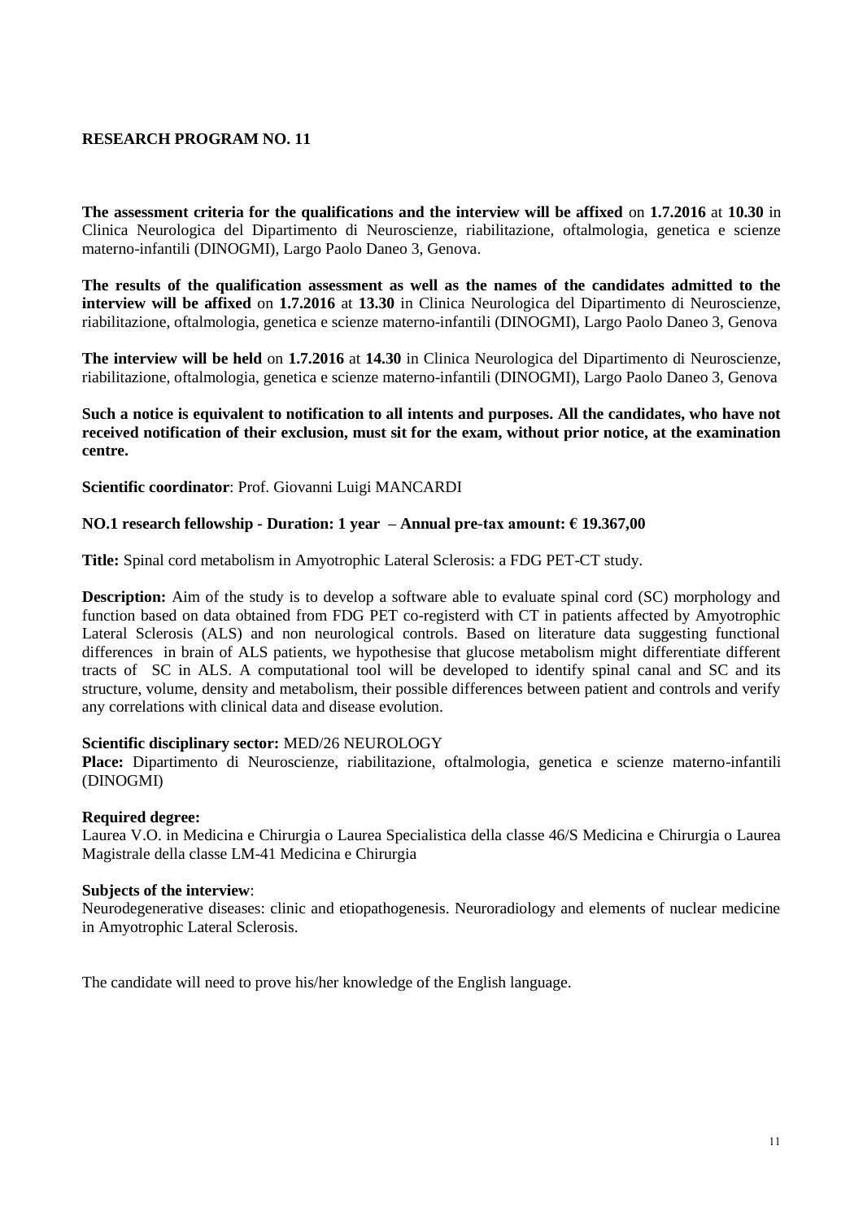## RESEARCH PROGRAM NO. 11

**The assessment criteria for the qualifications and the interview will be affixed** on **1.7.2016** at **10.30** in Clinica Neurologica del Dipartimento di Neuroscienze, riabilitazione, oftalmologia, genetica e scienze materno-infantili (DINOGMI), Largo Paolo Daneo 3, Genova.

**The results of the qualification assessment as well as the names of the candidates admitted to the interview will be affixed** on **1.7.2016** at **13.30** in Clinica Neurologica del Dipartimento di Neuroscienze, riabilitazione, oftalmologia, genetica e scienze materno-infantili (DINOGMI), Largo Paolo Daneo 3, Genova

**The interview will be held** on **1.7.2016** at **14.30** in Clinica Neurologica del Dipartimento di Neuroscienze, riabilitazione, oftalmologia, genetica e scienze materno-infantili (DINOGMI), Largo Paolo Daneo 3, Genova

**Such a notice is equivalent to notification to all intents and purposes. All the candidates, who have not received notification of their exclusion, must sit for the exam, without prior notice, at the examination centre.**

**Scientific coordinator**: Prof. Giovanni Luigi MANCARDI

**NO.1 research fellowship - Duration: 1 year – Annual pre-tax amount: € 19.367,00**

**Title:** Spinal cord metabolism in Amyotrophic Lateral Sclerosis: a FDG PET-CT study.

**Description:** Aim of the study is to develop a software able to evaluate spinal cord (SC) morphology and function based on data obtained from FDG PET co-registerd with CT in patients affected by Amyotrophic Lateral Sclerosis (ALS) and non neurological controls. Based on literature data suggesting functional differences in brain of ALS patients, we hypothesise that glucose metabolism might differentiate different tracts of SC in ALS. A computational tool will be developed to identify spinal canal and SC and its structure, volume, density and metabolism, their possible differences between patient and controls and verify any correlations with clinical data and disease evolution.

**Scientific disciplinary sector:** MED/26 NEUROLOGY
**Place:** Dipartimento di Neuroscienze, riabilitazione, oftalmologia, genetica e scienze materno-infantili (DINOGMI)

**Required degree:**
Laurea V.O. in Medicina e Chirurgia o Laurea Specialistica della classe 46/S Medicina e Chirurgia o Laurea Magistrale della classe LM-41 Medicina e Chirurgia

**Subjects of the interview**:
Neurodegenerative diseases: clinic and etiopathogenesis. Neuroradiology and elements of nuclear medicine in Amyotrophic Lateral Sclerosis.

The candidate will need to prove his/her knowledge of the English language.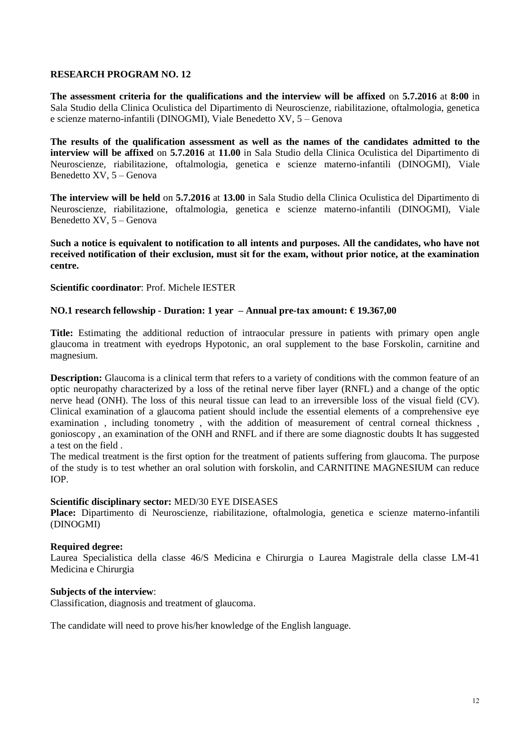## RESEARCH PROGRAM NO. 12

**The assessment criteria for the qualifications and the interview will be affixed** on **5.7.2016** at **8:00** in Sala Studio della Clinica Oculistica del Dipartimento di Neuroscienze, riabilitazione, oftalmologia, genetica e scienze materno-infantili (DINOGMI), Viale Benedetto XV, 5 – Genova

**The results of the qualification assessment as well as the names of the candidates admitted to the interview will be affixed** on **5.7.2016** at **11.00** in Sala Studio della Clinica Oculistica del Dipartimento di Neuroscienze, riabilitazione, oftalmologia, genetica e scienze materno-infantili (DINOGMI), Viale Benedetto XV, 5 – Genova

**The interview will be held** on **5.7.2016** at **13.00** in Sala Studio della Clinica Oculistica del Dipartimento di Neuroscienze, riabilitazione, oftalmologia, genetica e scienze materno-infantili (DINOGMI), Viale Benedetto XV, 5 – Genova

**Such a notice is equivalent to notification to all intents and purposes. All the candidates, who have not received notification of their exclusion, must sit for the exam, without prior notice, at the examination centre.**

**Scientific coordinator**: Prof. Michele IESTER

**NO.1 research fellowship - Duration: 1 year – Annual pre-tax amount: € 19.367,00**

**Title:** Estimating the additional reduction of intraocular pressure in patients with primary open angle glaucoma in treatment with eyedrops Hypotonic, an oral supplement to the base Forskolin, carnitine and magnesium.

**Description:** Glaucoma is a clinical term that refers to a variety of conditions with the common feature of an optic neuropathy characterized by a loss of the retinal nerve fiber layer (RNFL) and a change of the optic nerve head (ONH). The loss of this neural tissue can lead to an irreversible loss of the visual field (CV). Clinical examination of a glaucoma patient should include the essential elements of a comprehensive eye examination , including tonometry , with the addition of measurement of central corneal thickness , gonioscopy , an examination of the ONH and RNFL and if there are some diagnostic doubts It has suggested a test on the field .
The medical treatment is the first option for the treatment of patients suffering from glaucoma. The purpose of the study is to test whether an oral solution with forskolin, and CARNITINE MAGNESIUM can reduce IOP.

**Scientific disciplinary sector:** MED/30 EYE DISEASES
**Place:** Dipartimento di Neuroscienze, riabilitazione, oftalmologia, genetica e scienze materno-infantili (DINOGMI)

**Required degree:**
Laurea Specialistica della classe 46/S Medicina e Chirurgia o Laurea Magistrale della classe LM-41 Medicina e Chirurgia

**Subjects of the interview**:
Classification, diagnosis and treatment of glaucoma.

The candidate will need to prove his/her knowledge of the English language.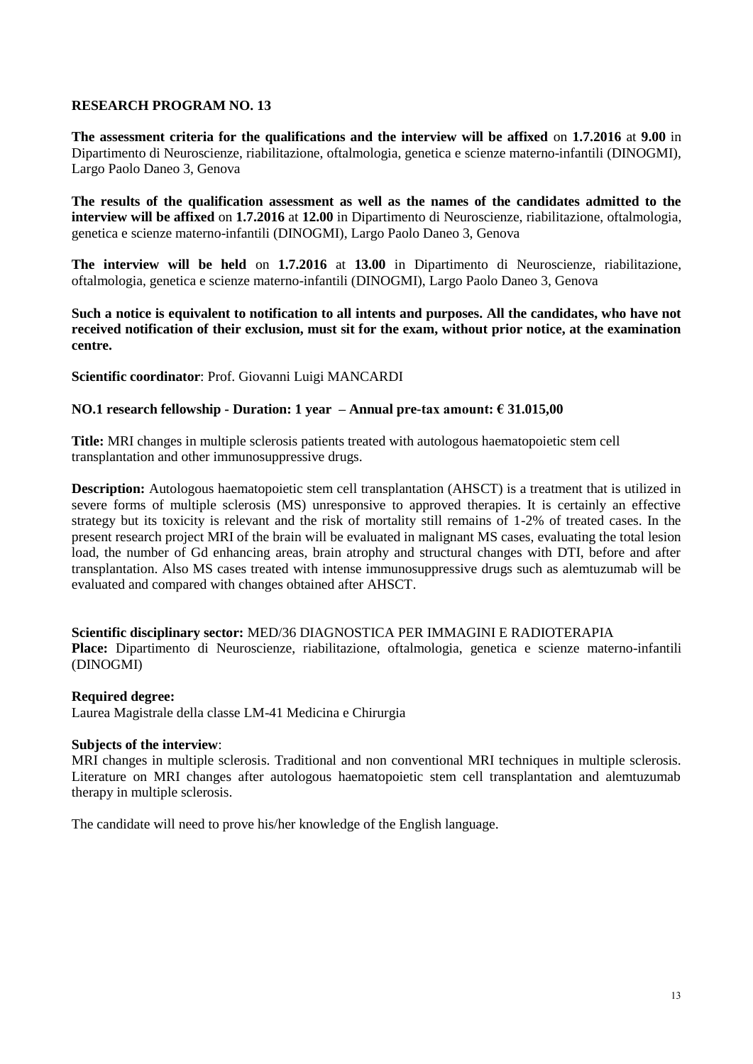## RESEARCH PROGRAM NO. 13

**The assessment criteria for the qualifications and the interview will be affixed** on **1.7.2016** at **9.00** in Dipartimento di Neuroscienze, riabilitazione, oftalmologia, genetica e scienze materno-infantili (DINOGMI), Largo Paolo Daneo 3, Genova

**The results of the qualification assessment as well as the names of the candidates admitted to the interview will be affixed** on **1.7.2016** at **12.00** in Dipartimento di Neuroscienze, riabilitazione, oftalmologia, genetica e scienze materno-infantili (DINOGMI), Largo Paolo Daneo 3, Genova

**The interview will be held** on **1.7.2016** at **13.00** in Dipartimento di Neuroscienze, riabilitazione, oftalmologia, genetica e scienze materno-infantili (DINOGMI), Largo Paolo Daneo 3, Genova

**Such a notice is equivalent to notification to all intents and purposes. All the candidates, who have not received notification of their exclusion, must sit for the exam, without prior notice, at the examination centre.**

**Scientific coordinator**: Prof. Giovanni Luigi MANCARDI

**NO.1 research fellowship - Duration: 1 year – Annual pre-tax amount: € 31.015,00**

**Title:** MRI changes in multiple sclerosis patients treated with autologous haematopoietic stem cell transplantation and other immunosuppressive drugs.

**Description:** Autologous haematopoietic stem cell transplantation (AHSCT) is a treatment that is utilized in severe forms of multiple sclerosis (MS) unresponsive to approved therapies. It is certainly an effective strategy but its toxicity is relevant and the risk of mortality still remains of 1-2% of treated cases. In the present research project MRI of the brain will be evaluated in malignant MS cases, evaluating the total lesion load, the number of Gd enhancing areas, brain atrophy and structural changes with DTI, before and after transplantation. Also MS cases treated with intense immunosuppressive drugs such as alemtuzumab will be evaluated and compared with changes obtained after AHSCT.

**Scientific disciplinary sector:** MED/36 DIAGNOSTICA PER IMMAGINI E RADIOTERAPIA
**Place:** Dipartimento di Neuroscienze, riabilitazione, oftalmologia, genetica e scienze materno-infantili (DINOGMI)

**Required degree:**
Laurea Magistrale della classe LM-41 Medicina e Chirurgia

**Subjects of the interview**:
MRI changes in multiple sclerosis. Traditional and non conventional MRI techniques in multiple sclerosis. Literature on MRI changes after autologous haematopoietic stem cell transplantation and alemtuzumab therapy in multiple sclerosis.

The candidate will need to prove his/her knowledge of the English language.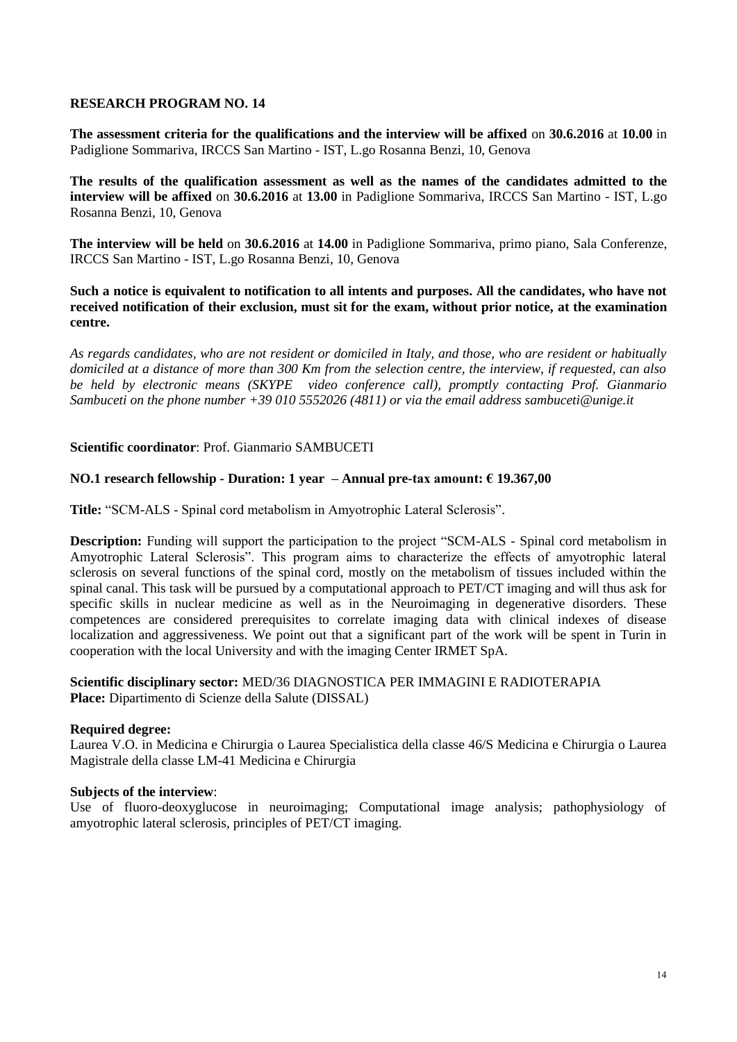## RESEARCH PROGRAM NO. 14

**The assessment criteria for the qualifications and the interview will be affixed** on **30.6.2016** at **10.00** in Padiglione Sommariva, IRCCS San Martino - IST, L.go Rosanna Benzi, 10, Genova

**The results of the qualification assessment as well as the names of the candidates admitted to the interview will be affixed** on **30.6.2016** at **13.00** in Padiglione Sommariva, IRCCS San Martino - IST, L.go Rosanna Benzi, 10, Genova

**The interview will be held** on **30.6.2016** at **14.00** in Padiglione Sommariva, primo piano, Sala Conferenze, IRCCS San Martino - IST, L.go Rosanna Benzi, 10, Genova

**Such a notice is equivalent to notification to all intents and purposes. All the candidates, who have not received notification of their exclusion, must sit for the exam, without prior notice, at the examination centre.**

*As regards candidates, who are not resident or domiciled in Italy, and those, who are resident or habitually domiciled at a distance of more than 300 Km from the selection centre, the interview, if requested, can also be held by electronic means (SKYPE video conference call), promptly contacting Prof. Gianmario Sambuceti on the phone number +39 010 5552026 (4811) or via the email address sambuceti@unige.it*

**Scientific coordinator**: Prof. Gianmario SAMBUCETI

**NO.1 research fellowship - Duration: 1 year – Annual pre-tax amount: € 19.367,00**

**Title:** "SCM-ALS - Spinal cord metabolism in Amyotrophic Lateral Sclerosis".

**Description:** Funding will support the participation to the project "SCM-ALS - Spinal cord metabolism in Amyotrophic Lateral Sclerosis". This program aims to characterize the effects of amyotrophic lateral sclerosis on several functions of the spinal cord, mostly on the metabolism of tissues included within the spinal canal. This task will be pursued by a computational approach to PET/CT imaging and will thus ask for specific skills in nuclear medicine as well as in the Neuroimaging in degenerative disorders. These competences are considered prerequisites to correlate imaging data with clinical indexes of disease localization and aggressiveness. We point out that a significant part of the work will be spent in Turin in cooperation with the local University and with the imaging Center IRMET SpA.

**Scientific disciplinary sector:** MED/36 DIAGNOSTICA PER IMMAGINI E RADIOTERAPIA
**Place:** Dipartimento di Scienze della Salute (DISSAL)

**Required degree:**
Laurea V.O. in Medicina e Chirurgia o Laurea Specialistica della classe 46/S Medicina e Chirurgia o Laurea Magistrale della classe LM-41 Medicina e Chirurgia

**Subjects of the interview**:
Use of fluoro-deoxyglucose in neuroimaging; Computational image analysis; pathophysiology of amyotrophic lateral sclerosis, principles of PET/CT imaging.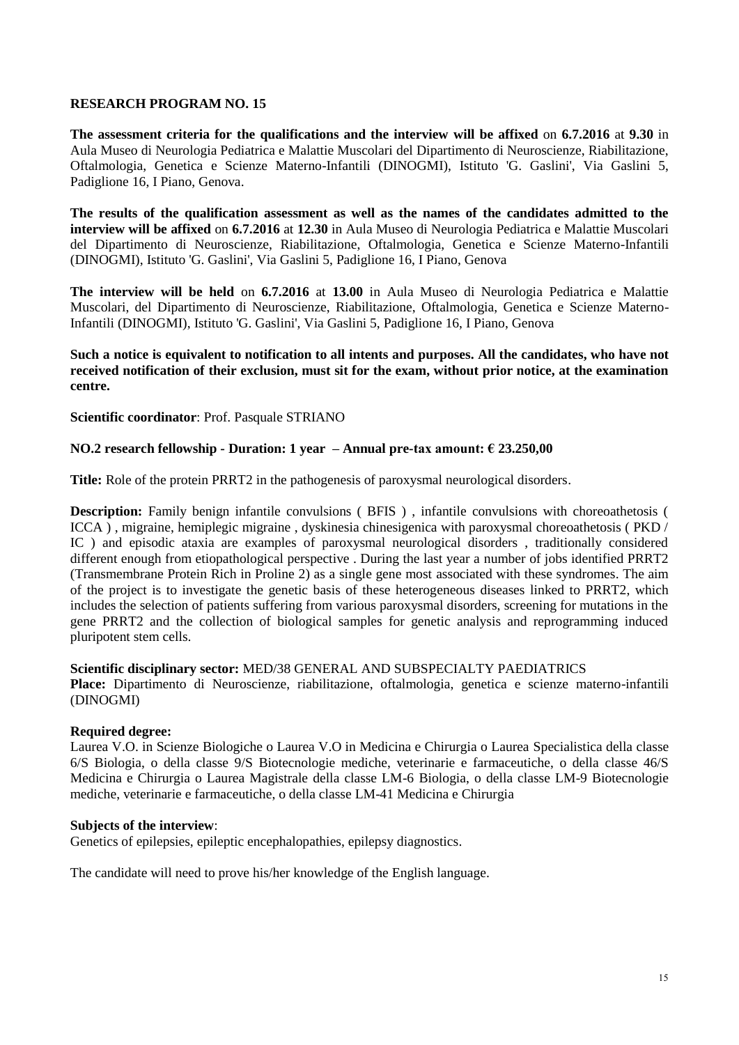## RESEARCH PROGRAM NO. 15

**The assessment criteria for the qualifications and the interview will be affixed** on **6.7.2016** at **9.30** in Aula Museo di Neurologia Pediatrica e Malattie Muscolari del Dipartimento di Neuroscienze, Riabilitazione, Oftalmologia, Genetica e Scienze Materno-Infantili (DINOGMI), Istituto 'G. Gaslini', Via Gaslini 5, Padiglione 16, I Piano, Genova.

**The results of the qualification assessment as well as the names of the candidates admitted to the interview will be affixed** on **6.7.2016** at **12.30** in Aula Museo di Neurologia Pediatrica e Malattie Muscolari del Dipartimento di Neuroscienze, Riabilitazione, Oftalmologia, Genetica e Scienze Materno-Infantili (DINOGMI), Istituto 'G. Gaslini', Via Gaslini 5, Padiglione 16, I Piano, Genova

**The interview will be held** on **6.7.2016** at **13.00** in Aula Museo di Neurologia Pediatrica e Malattie Muscolari, del Dipartimento di Neuroscienze, Riabilitazione, Oftalmologia, Genetica e Scienze Materno-Infantili (DINOGMI), Istituto 'G. Gaslini', Via Gaslini 5, Padiglione 16, I Piano, Genova

**Such a notice is equivalent to notification to all intents and purposes. All the candidates, who have not received notification of their exclusion, must sit for the exam, without prior notice, at the examination centre.**

**Scientific coordinator**: Prof. Pasquale STRIANO

**NO.2 research fellowship - Duration: 1 year – Annual pre-tax amount: € 23.250,00**

**Title:** Role of the protein PRRT2 in the pathogenesis of paroxysmal neurological disorders.

**Description:** Family benign infantile convulsions ( BFIS ) , infantile convulsions with choreoathetosis ( ICCA ) , migraine, hemiplegic migraine , dyskinesia chinesigenica with paroxysmal choreoathetosis ( PKD / IC ) and episodic ataxia are examples of paroxysmal neurological disorders , traditionally considered different enough from etiopathological perspective . During the last year a number of jobs identified PRRT2 (Transmembrane Protein Rich in Proline 2) as a single gene most associated with these syndromes. The aim of the project is to investigate the genetic basis of these heterogeneous diseases linked to PRRT2, which includes the selection of patients suffering from various paroxysmal disorders, screening for mutations in the gene PRRT2 and the collection of biological samples for genetic analysis and reprogramming induced pluripotent stem cells.

**Scientific disciplinary sector:** MED/38 GENERAL AND SUBSPECIALTY PAEDIATRICS
**Place:** Dipartimento di Neuroscienze, riabilitazione, oftalmologia, genetica e scienze materno-infantili (DINOGMI)

**Required degree:**
Laurea V.O. in Scienze Biologiche o Laurea V.O in Medicina e Chirurgia o Laurea Specialistica della classe 6/S Biologia, o della classe 9/S Biotecnologie mediche, veterinarie e farmaceutiche, o della classe 46/S Medicina e Chirurgia o Laurea Magistrale della classe LM-6 Biologia, o della classe LM-9 Biotecnologie mediche, veterinarie e farmaceutiche, o della classe LM-41 Medicina e Chirurgia

**Subjects of the interview**:
Genetics of epilepsies, epileptic encephalopathies, epilepsy diagnostics.

The candidate will need to prove his/her knowledge of the English language.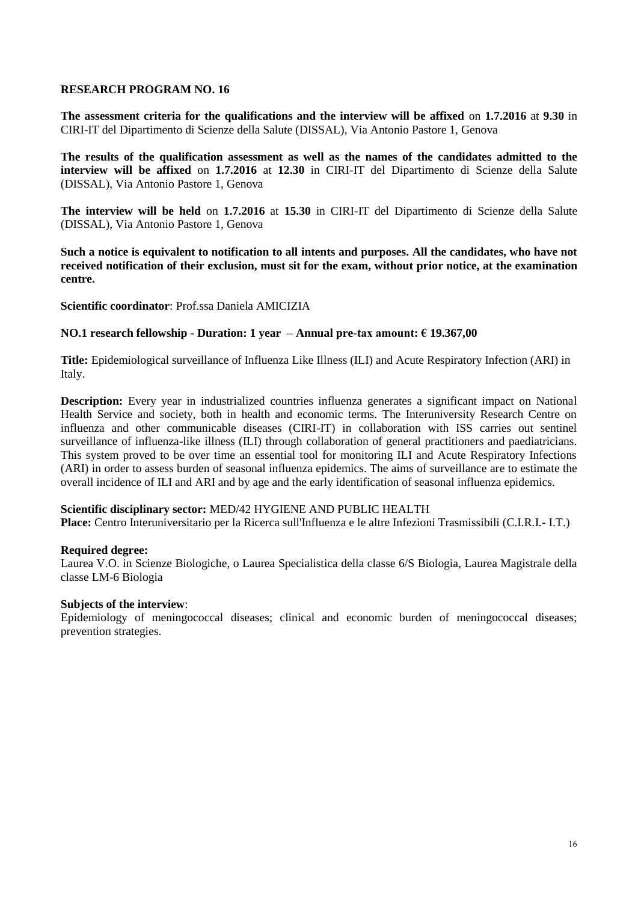## RESEARCH PROGRAM NO. 16

**The assessment criteria for the qualifications and the interview will be affixed** on **1.7.2016** at **9.30** in CIRI-IT del Dipartimento di Scienze della Salute (DISSAL), Via Antonio Pastore 1, Genova

**The results of the qualification assessment as well as the names of the candidates admitted to the interview will be affixed** on **1.7.2016** at **12.30** in CIRI-IT del Dipartimento di Scienze della Salute (DISSAL), Via Antonio Pastore 1, Genova

**The interview will be held** on **1.7.2016** at **15.30** in CIRI-IT del Dipartimento di Scienze della Salute (DISSAL), Via Antonio Pastore 1, Genova

**Such a notice is equivalent to notification to all intents and purposes. All the candidates, who have not received notification of their exclusion, must sit for the exam, without prior notice, at the examination centre.**

**Scientific coordinator**: Prof.ssa Daniela AMICIZIA

**NO.1 research fellowship - Duration: 1 year – Annual pre-tax amount: € 19.367,00**

**Title:** Epidemiological surveillance of Influenza Like Illness (ILI) and Acute Respiratory Infection (ARI) in Italy.

**Description:** Every year in industrialized countries influenza generates a significant impact on National Health Service and society, both in health and economic terms. The Interuniversity Research Centre on influenza and other communicable diseases (CIRI-IT) in collaboration with ISS carries out sentinel surveillance of influenza-like illness (ILI) through collaboration of general practitioners and paediatricians. This system proved to be over time an essential tool for monitoring ILI and Acute Respiratory Infections (ARI) in order to assess burden of seasonal influenza epidemics. The aims of surveillance are to estimate the overall incidence of ILI and ARI and by age and the early identification of seasonal influenza epidemics.

**Scientific disciplinary sector:** MED/42 HYGIENE AND PUBLIC HEALTH
**Place:** Centro Interuniversitario per la Ricerca sull'Influenza e le altre Infezioni Trasmissibili (C.I.R.I.- I.T.)

**Required degree:**
Laurea V.O. in Scienze Biologiche, o Laurea Specialistica della classe 6/S Biologia, Laurea Magistrale della classe LM-6 Biologia

**Subjects of the interview**:
Epidemiology of meningococcal diseases; clinical and economic burden of meningococcal diseases; prevention strategies.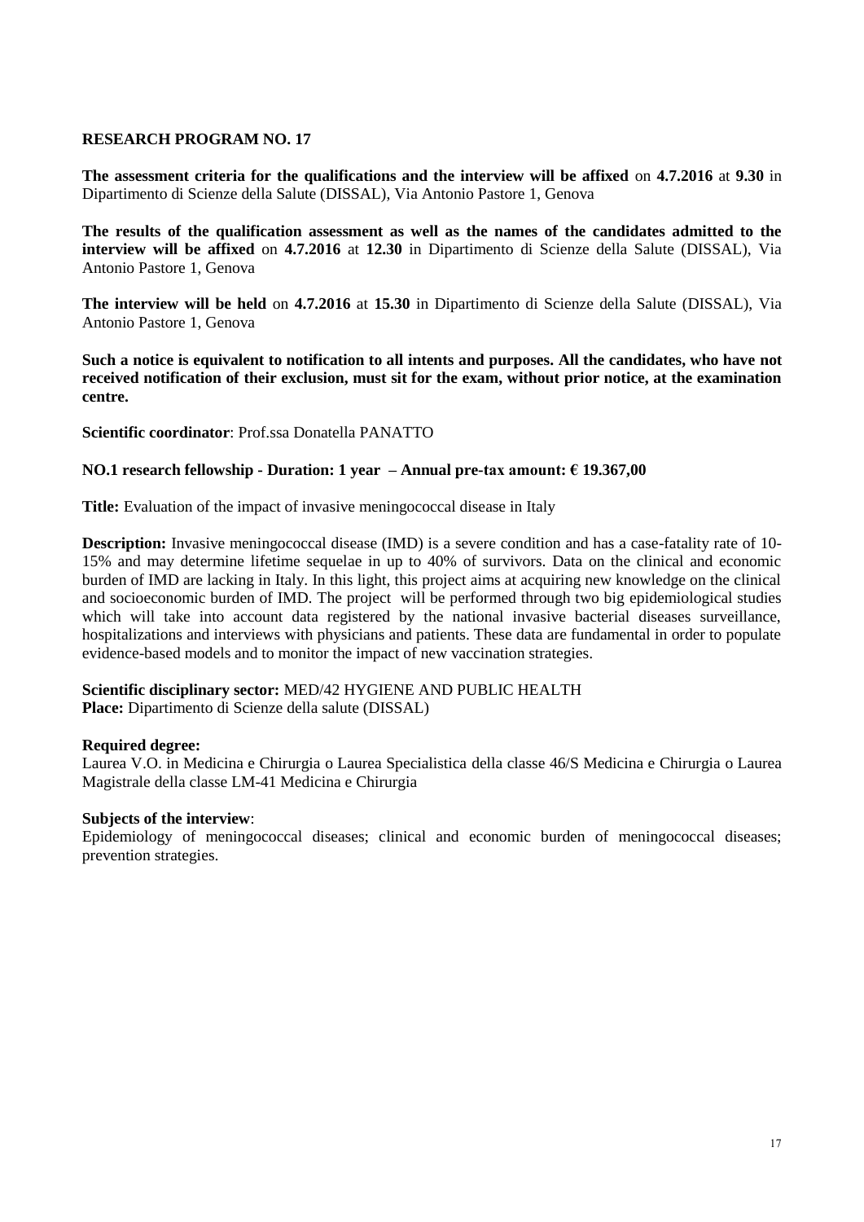**RESEARCH PROGRAM NO. 17**

**The assessment criteria for the qualifications and the interview will be affixed** on **4.7.2016** at **9.30** in Dipartimento di Scienze della Salute (DISSAL), Via Antonio Pastore 1, Genova

**The results of the qualification assessment as well as the names of the candidates admitted to the interview will be affixed** on **4.7.2016** at **12.30** in Dipartimento di Scienze della Salute (DISSAL), Via Antonio Pastore 1, Genova

**The interview will be held** on **4.7.2016** at **15.30** in Dipartimento di Scienze della Salute (DISSAL), Via Antonio Pastore 1, Genova

**Such a notice is equivalent to notification to all intents and purposes. All the candidates, who have not received notification of their exclusion, must sit for the exam, without prior notice, at the examination centre.**

**Scientific coordinator**: Prof.ssa Donatella PANATTO

**NO.1 research fellowship - Duration: 1 year – Annual pre-tax amount: € 19.367,00**

**Title:** Evaluation of the impact of invasive meningococcal disease in Italy

**Description:** Invasive meningococcal disease (IMD) is a severe condition and has a case-fatality rate of 10-15% and may determine lifetime sequelae in up to 40% of survivors. Data on the clinical and economic burden of IMD are lacking in Italy. In this light, this project aims at acquiring new knowledge on the clinical and socioeconomic burden of IMD. The project will be performed through two big epidemiological studies which will take into account data registered by the national invasive bacterial diseases surveillance, hospitalizations and interviews with physicians and patients. These data are fundamental in order to populate evidence-based models and to monitor the impact of new vaccination strategies.

**Scientific disciplinary sector:** MED/42 HYGIENE AND PUBLIC HEALTH
**Place:** Dipartimento di Scienze della salute (DISSAL)

**Required degree:**
Laurea V.O. in Medicina e Chirurgia o Laurea Specialistica della classe 46/S Medicina e Chirurgia o Laurea Magistrale della classe LM-41 Medicina e Chirurgia

**Subjects of the interview**:
Epidemiology of meningococcal diseases; clinical and economic burden of meningococcal diseases; prevention strategies.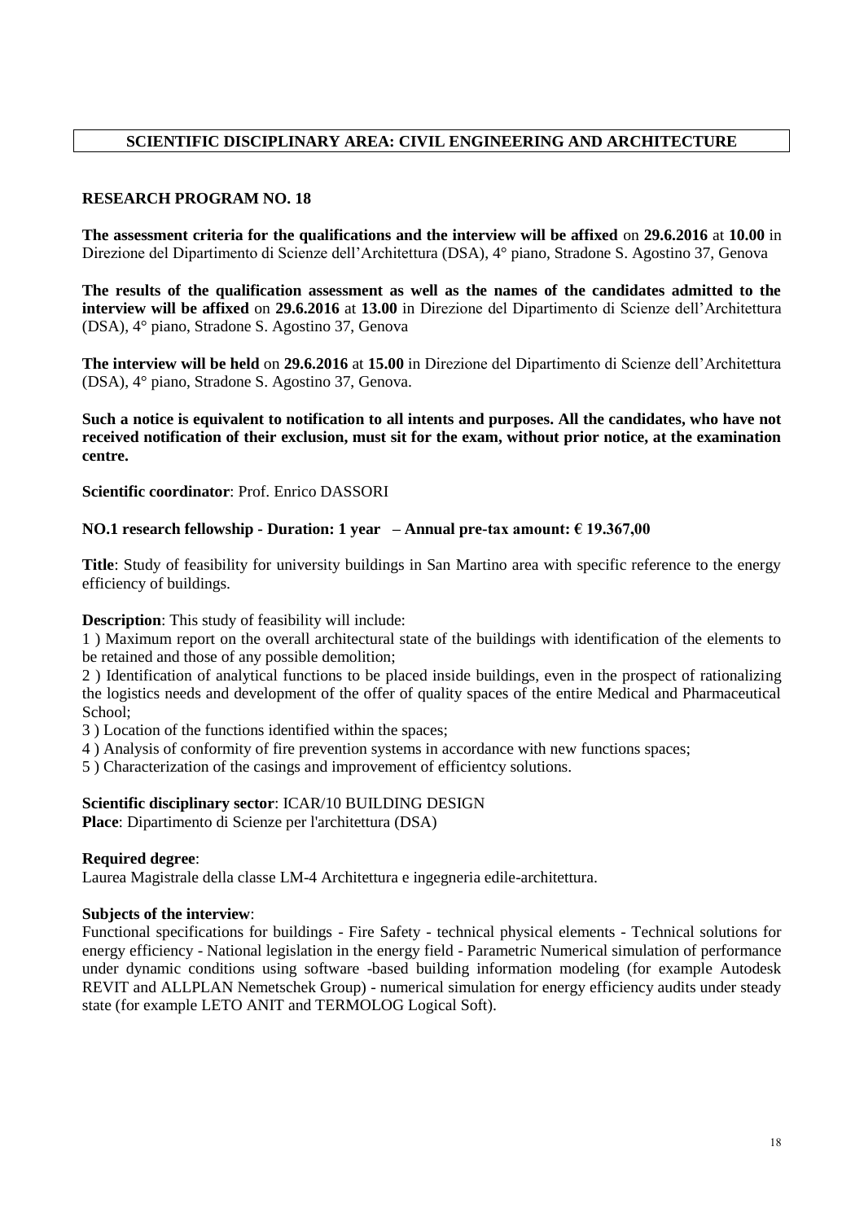## SCIENTIFIC DISCIPLINARY AREA: CIVIL ENGINEERING AND ARCHITECTURE

### RESEARCH PROGRAM NO. 18

**The assessment criteria for the qualifications and the interview will be affixed** on **29.6.2016** at **10.00** in Direzione del Dipartimento di Scienze dell'Architettura (DSA), 4° piano, Stradone S. Agostino 37, Genova

**The results of the qualification assessment as well as the names of the candidates admitted to the interview will be affixed** on **29.6.2016** at **13.00** in Direzione del Dipartimento di Scienze dell'Architettura (DSA), 4° piano, Stradone S. Agostino 37, Genova

**The interview will be held** on **29.6.2016** at **15.00** in Direzione del Dipartimento di Scienze dell'Architettura (DSA), 4° piano, Stradone S. Agostino 37, Genova.

**Such a notice is equivalent to notification to all intents and purposes. All the candidates, who have not received notification of their exclusion, must sit for the exam, without prior notice, at the examination centre.**

**Scientific coordinator**: Prof. Enrico DASSORI

**NO.1 research fellowship - Duration: 1 year – Annual pre-tax amount: € 19.367,00**

**Title**: Study of feasibility for university buildings in San Martino area with specific reference to the energy efficiency of buildings.

**Description**: This study of feasibility will include:

1 ) Maximum report on the overall architectural state of the buildings with identification of the elements to be retained and those of any possible demolition;

2 ) Identification of analytical functions to be placed inside buildings, even in the prospect of rationalizing the logistics needs and development of the offer of quality spaces of the entire Medical and Pharmaceutical School;

3 ) Location of the functions identified within the spaces;

4 ) Analysis of conformity of fire prevention systems in accordance with new functions spaces;

5 ) Characterization of the casings and improvement of efficientcy solutions.

**Scientific disciplinary sector**: ICAR/10 BUILDING DESIGN
**Place**: Dipartimento di Scienze per l'architettura (DSA)

**Required degree**:
Laurea Magistrale della classe LM-4 Architettura e ingegneria edile-architettura.

**Subjects of the interview**:
Functional specifications for buildings - Fire Safety - technical physical elements - Technical solutions for energy efficiency - National legislation in the energy field - Parametric Numerical simulation of performance under dynamic conditions using software -based building information modeling (for example Autodesk REVIT and ALLPLAN Nemetschek Group) - numerical simulation for energy efficiency audits under steady state (for example LETO ANIT and TERMOLOG Logical Soft).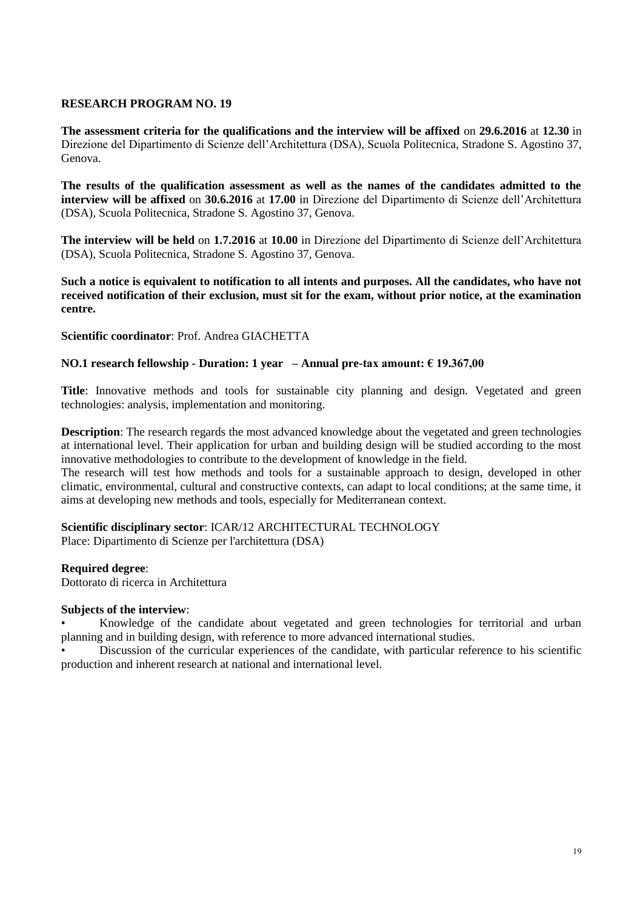**RESEARCH PROGRAM NO. 19**

**The assessment criteria for the qualifications and the interview will be affixed** on **29.6.2016** at **12.30** in Direzione del Dipartimento di Scienze dell'Architettura (DSA), Scuola Politecnica, Stradone S. Agostino 37, Genova.

**The results of the qualification assessment as well as the names of the candidates admitted to the interview will be affixed** on **30.6.2016** at **17.00** in Direzione del Dipartimento di Scienze dell'Architettura (DSA), Scuola Politecnica, Stradone S. Agostino 37, Genova.

**The interview will be held** on **1.7.2016** at **10.00** in Direzione del Dipartimento di Scienze dell'Architettura (DSA), Scuola Politecnica, Stradone S. Agostino 37, Genova.

**Such a notice is equivalent to notification to all intents and purposes. All the candidates, who have not received notification of their exclusion, must sit for the exam, without prior notice, at the examination centre.**

**Scientific coordinator**: Prof. Andrea GIACHETTA

**NO.1 research fellowship - Duration: 1 year – Annual pre-tax amount: € 19.367,00**

**Title**: Innovative methods and tools for sustainable city planning and design. Vegetated and green technologies: analysis, implementation and monitoring.

**Description**: The research regards the most advanced knowledge about the vegetated and green technologies at international level. Their application for urban and building design will be studied according to the most innovative methodologies to contribute to the development of knowledge in the field.
The research will test how methods and tools for a sustainable approach to design, developed in other climatic, environmental, cultural and constructive contexts, can adapt to local conditions; at the same time, it aims at developing new methods and tools, especially for Mediterranean context.

**Scientific disciplinary sector**: ICAR/12 ARCHITECTURAL TECHNOLOGY
Place: Dipartimento di Scienze per l'architettura (DSA)

**Required degree**:
Dottorato di ricerca in Architettura

**Subjects of the interview**:

- Knowledge of the candidate about vegetated and green technologies for territorial and urban planning and in building design, with reference to more advanced international studies.
- Discussion of the curricular experiences of the candidate, with particular reference to his scientific production and inherent research at national and international level.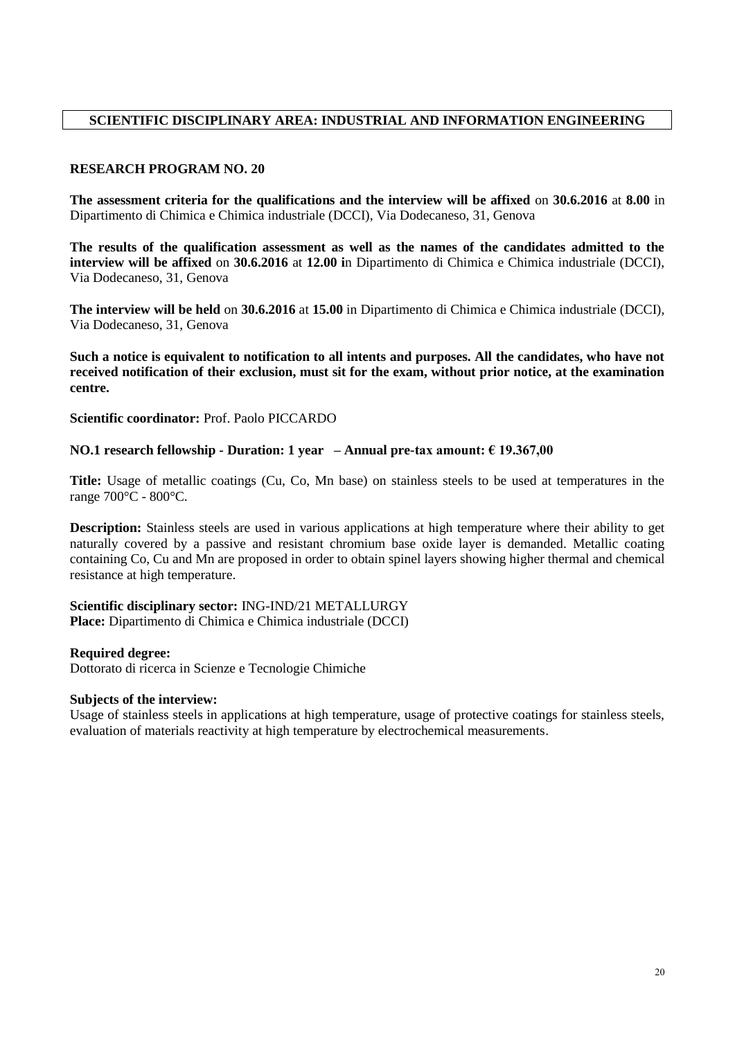## SCIENTIFIC DISCIPLINARY AREA: INDUSTRIAL AND INFORMATION ENGINEERING

### RESEARCH PROGRAM NO. 20

**The assessment criteria for the qualifications and the interview will be affixed** on **30.6.2016** at **8.00** in Dipartimento di Chimica e Chimica industriale (DCCI), Via Dodecaneso, 31, Genova

**The results of the qualification assessment as well as the names of the candidates admitted to the interview will be affixed** on **30.6.2016** at **12.00 i**n Dipartimento di Chimica e Chimica industriale (DCCI), Via Dodecaneso, 31, Genova

**The interview will be held** on **30.6.2016** at **15.00** in Dipartimento di Chimica e Chimica industriale (DCCI), Via Dodecaneso, 31, Genova

**Such a notice is equivalent to notification to all intents and purposes. All the candidates, who have not received notification of their exclusion, must sit for the exam, without prior notice, at the examination centre.**

**Scientific coordinator:** Prof. Paolo PICCARDO

**NO.1 research fellowship - Duration: 1 year – Annual pre-tax amount: € 19.367,00**

**Title:** Usage of metallic coatings (Cu, Co, Mn base) on stainless steels to be used at temperatures in the range 700°C - 800°C.

**Description:** Stainless steels are used in various applications at high temperature where their ability to get naturally covered by a passive and resistant chromium base oxide layer is demanded. Metallic coating containing Co, Cu and Mn are proposed in order to obtain spinel layers showing higher thermal and chemical resistance at high temperature.

**Scientific disciplinary sector:** ING-IND/21 METALLURGY
**Place:** Dipartimento di Chimica e Chimica industriale (DCCI)

**Required degree:**
Dottorato di ricerca in Scienze e Tecnologie Chimiche

**Subjects of the interview:**
Usage of stainless steels in applications at high temperature, usage of protective coatings for stainless steels, evaluation of materials reactivity at high temperature by electrochemical measurements.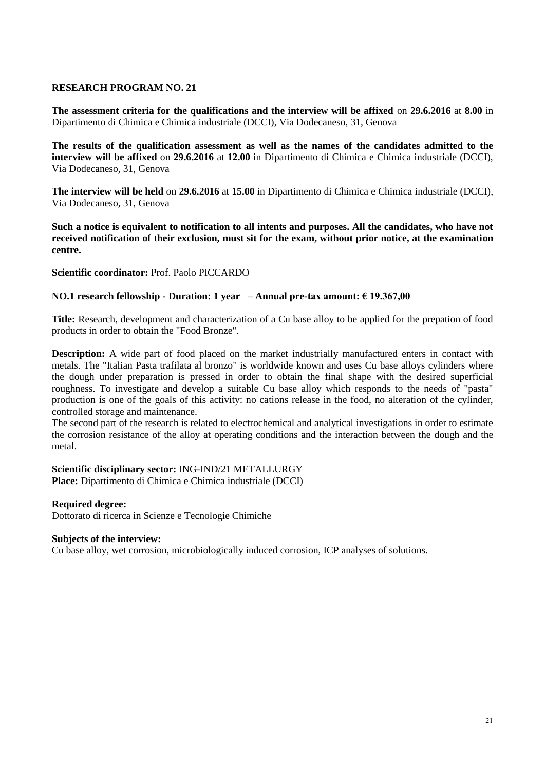**RESEARCH PROGRAM NO. 21**

**The assessment criteria for the qualifications and the interview will be affixed** on **29.6.2016** at **8.00** in Dipartimento di Chimica e Chimica industriale (DCCI), Via Dodecaneso, 31, Genova

**The results of the qualification assessment as well as the names of the candidates admitted to the interview will be affixed** on **29.6.2016** at **12.00** in Dipartimento di Chimica e Chimica industriale (DCCI), Via Dodecaneso, 31, Genova

**The interview will be held** on **29.6.2016** at **15.00** in Dipartimento di Chimica e Chimica industriale (DCCI), Via Dodecaneso, 31, Genova

**Such a notice is equivalent to notification to all intents and purposes. All the candidates, who have not received notification of their exclusion, must sit for the exam, without prior notice, at the examination centre.**

**Scientific coordinator:** Prof. Paolo PICCARDO

**NO.1 research fellowship - Duration: 1 year – Annual pre-tax amount: € 19.367,00**

**Title:** Research, development and characterization of a Cu base alloy to be applied for the prepation of food products in order to obtain the "Food Bronze".

**Description:** A wide part of food placed on the market industrially manufactured enters in contact with metals. The "Italian Pasta trafilata al bronzo" is worldwide known and uses Cu base alloys cylinders where the dough under preparation is pressed in order to obtain the final shape with the desired superficial roughness. To investigate and develop a suitable Cu base alloy which responds to the needs of "pasta" production is one of the goals of this activity: no cations release in the food, no alteration of the cylinder, controlled storage and maintenance.
The second part of the research is related to electrochemical and analytical investigations in order to estimate the corrosion resistance of the alloy at operating conditions and the interaction between the dough and the metal.

**Scientific disciplinary sector:** ING-IND/21 METALLURGY
**Place:** Dipartimento di Chimica e Chimica industriale (DCCI)

**Required degree:**
Dottorato di ricerca in Scienze e Tecnologie Chimiche

**Subjects of the interview:**
Cu base alloy, wet corrosion, microbiologically induced corrosion, ICP analyses of solutions.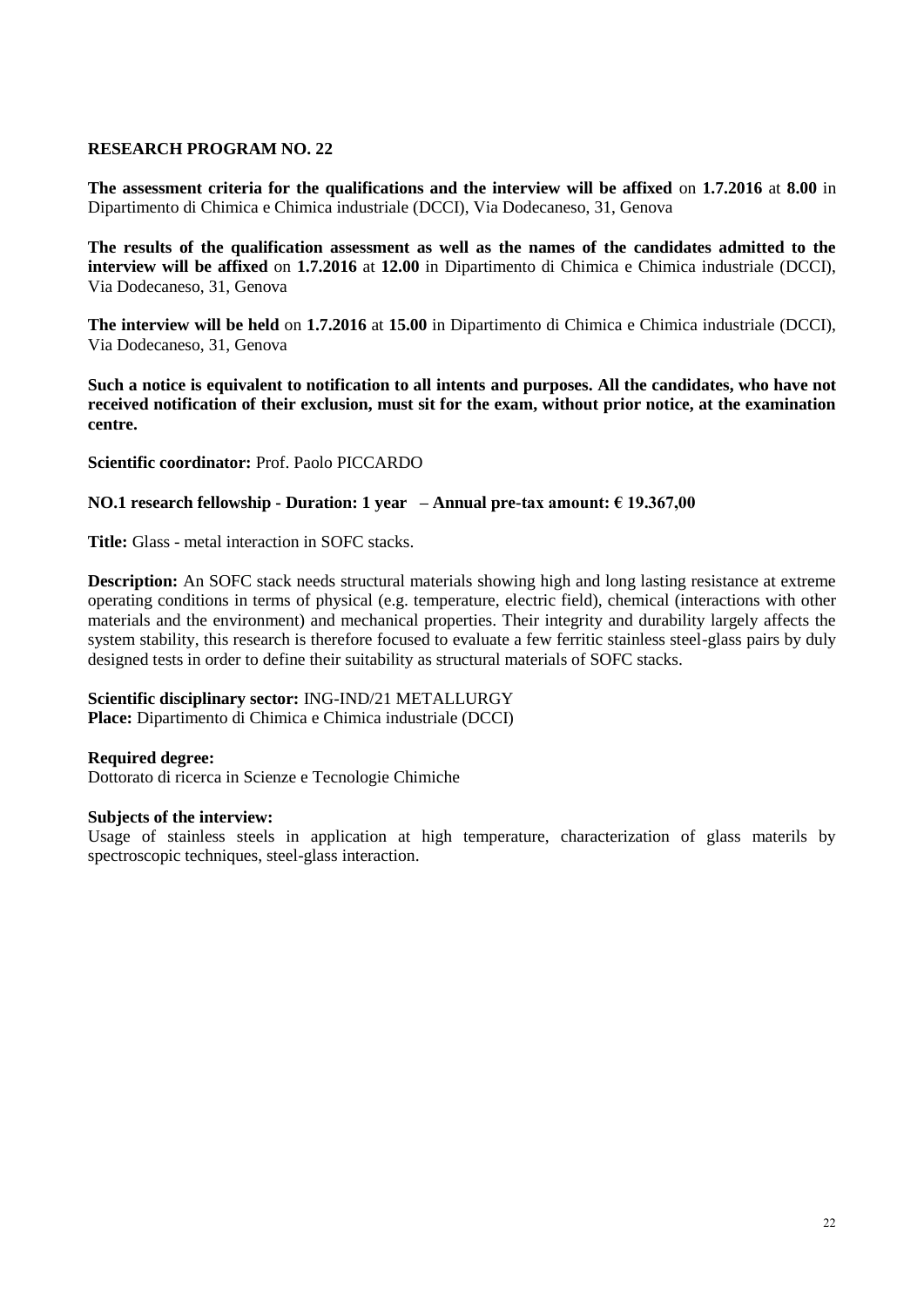## RESEARCH PROGRAM NO. 22

**The assessment criteria for the qualifications and the interview will be affixed** on **1.7.2016** at **8.00** in Dipartimento di Chimica e Chimica industriale (DCCI), Via Dodecaneso, 31, Genova

**The results of the qualification assessment as well as the names of the candidates admitted to the interview will be affixed** on **1.7.2016** at **12.00** in Dipartimento di Chimica e Chimica industriale (DCCI), Via Dodecaneso, 31, Genova

**The interview will be held** on **1.7.2016** at **15.00** in Dipartimento di Chimica e Chimica industriale (DCCI), Via Dodecaneso, 31, Genova

**Such a notice is equivalent to notification to all intents and purposes. All the candidates, who have not received notification of their exclusion, must sit for the exam, without prior notice, at the examination centre.**

**Scientific coordinator:** Prof. Paolo PICCARDO

**NO.1 research fellowship - Duration: 1 year – Annual pre-tax amount: € 19.367,00**

**Title:** Glass - metal interaction in SOFC stacks.

**Description:** An SOFC stack needs structural materials showing high and long lasting resistance at extreme operating conditions in terms of physical (e.g. temperature, electric field), chemical (interactions with other materials and the environment) and mechanical properties. Their integrity and durability largely affects the system stability, this research is therefore focused to evaluate a few ferritic stainless steel-glass pairs by duly designed tests in order to define their suitability as structural materials of SOFC stacks.

**Scientific disciplinary sector:** ING-IND/21 METALLURGY
**Place:** Dipartimento di Chimica e Chimica industriale (DCCI)

**Required degree:**
Dottorato di ricerca in Scienze e Tecnologie Chimiche

**Subjects of the interview:**
Usage of stainless steels in application at high temperature, characterization of glass materils by spectroscopic techniques, steel-glass interaction.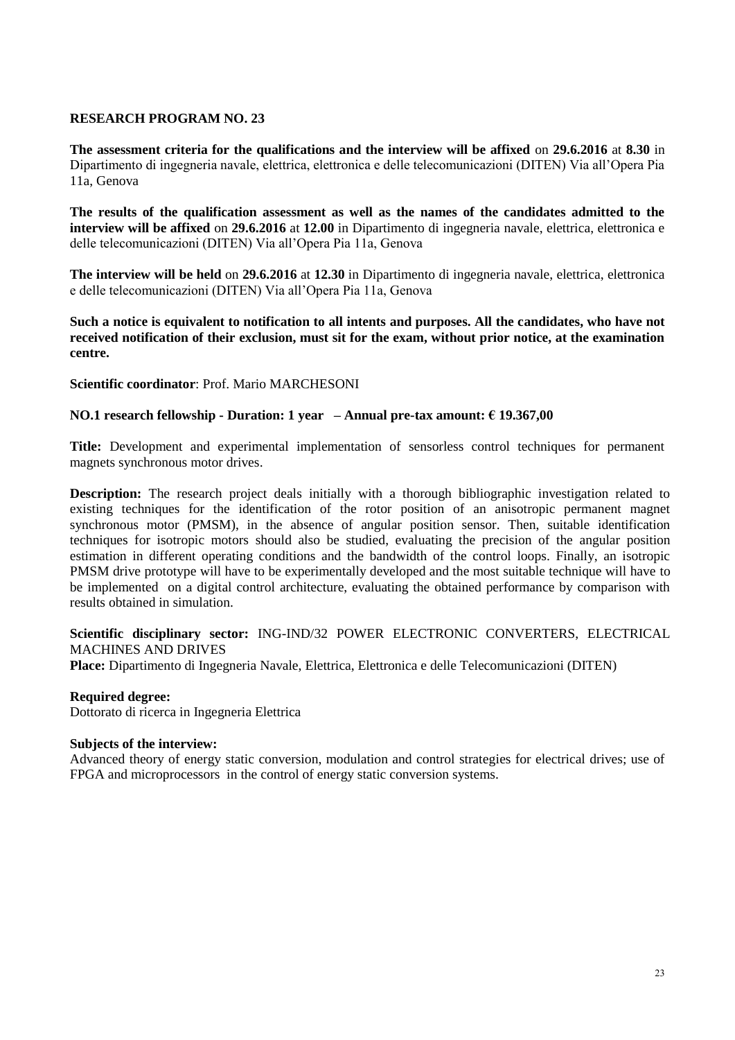## RESEARCH PROGRAM NO. 23

**The assessment criteria for the qualifications and the interview will be affixed** on **29.6.2016** at **8.30** in Dipartimento di ingegneria navale, elettrica, elettronica e delle telecomunicazioni (DITEN) Via all'Opera Pia 11a, Genova

**The results of the qualification assessment as well as the names of the candidates admitted to the interview will be affixed** on **29.6.2016** at **12.00** in Dipartimento di ingegneria navale, elettrica, elettronica e delle telecomunicazioni (DITEN) Via all'Opera Pia 11a, Genova

**The interview will be held** on **29.6.2016** at **12.30** in Dipartimento di ingegneria navale, elettrica, elettronica e delle telecomunicazioni (DITEN) Via all'Opera Pia 11a, Genova

**Such a notice is equivalent to notification to all intents and purposes. All the candidates, who have not received notification of their exclusion, must sit for the exam, without prior notice, at the examination centre.**

**Scientific coordinator**: Prof. Mario MARCHESONI

**NO.1 research fellowship - Duration: 1 year – Annual pre-tax amount: € 19.367,00**

**Title:** Development and experimental implementation of sensorless control techniques for permanent magnets synchronous motor drives.

**Description:** The research project deals initially with a thorough bibliographic investigation related to existing techniques for the identification of the rotor position of an anisotropic permanent magnet synchronous motor (PMSM), in the absence of angular position sensor. Then, suitable identification techniques for isotropic motors should also be studied, evaluating the precision of the angular position estimation in different operating conditions and the bandwidth of the control loops. Finally, an isotropic PMSM drive prototype will have to be experimentally developed and the most suitable technique will have to be implemented on a digital control architecture, evaluating the obtained performance by comparison with results obtained in simulation.

**Scientific disciplinary sector:** ING-IND/32 POWER ELECTRONIC CONVERTERS, ELECTRICAL MACHINES AND DRIVES

**Place:** Dipartimento di Ingegneria Navale, Elettrica, Elettronica e delle Telecomunicazioni (DITEN)

**Required degree:**

Dottorato di ricerca in Ingegneria Elettrica

**Subjects of the interview:**

Advanced theory of energy static conversion, modulation and control strategies for electrical drives; use of FPGA and microprocessors in the control of energy static conversion systems.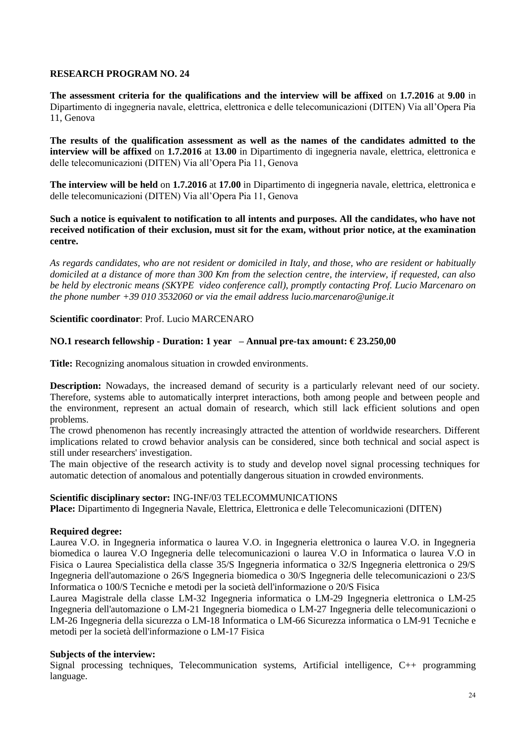## RESEARCH PROGRAM NO. 24

**The assessment criteria for the qualifications and the interview will be affixed** on **1.7.2016** at **9.00** in Dipartimento di ingegneria navale, elettrica, elettronica e delle telecomunicazioni (DITEN) Via all'Opera Pia 11, Genova

**The results of the qualification assessment as well as the names of the candidates admitted to the interview will be affixed** on **1.7.2016** at **13.00** in Dipartimento di ingegneria navale, elettrica, elettronica e delle telecomunicazioni (DITEN) Via all'Opera Pia 11, Genova

**The interview will be held** on **1.7.2016** at **17.00** in Dipartimento di ingegneria navale, elettrica, elettronica e delle telecomunicazioni (DITEN) Via all'Opera Pia 11, Genova

**Such a notice is equivalent to notification to all intents and purposes. All the candidates, who have not received notification of their exclusion, must sit for the exam, without prior notice, at the examination centre.**

*As regards candidates, who are not resident or domiciled in Italy, and those, who are resident or habitually domiciled at a distance of more than 300 Km from the selection centre, the interview, if requested, can also be held by electronic means (SKYPE video conference call), promptly contacting Prof. Lucio Marcenaro on the phone number +39 010 3532060 or via the email address lucio.marcenaro@unige.it*

**Scientific coordinator**: Prof. Lucio MARCENARO

**NO.1 research fellowship - Duration: 1 year – Annual pre-tax amount: € 23.250,00**

**Title:** Recognizing anomalous situation in crowded environments.

**Description:** Nowadays, the increased demand of security is a particularly relevant need of our society. Therefore, systems able to automatically interpret interactions, both among people and between people and the environment, represent an actual domain of research, which still lack efficient solutions and open problems.
The crowd phenomenon has recently increasingly attracted the attention of worldwide researchers. Different implications related to crowd behavior analysis can be considered, since both technical and social aspect is still under researchers' investigation.
The main objective of the research activity is to study and develop novel signal processing techniques for automatic detection of anomalous and potentially dangerous situation in crowded environments.

**Scientific disciplinary sector:** ING-INF/03 TELECOMMUNICATIONS
**Place:** Dipartimento di Ingegneria Navale, Elettrica, Elettronica e delle Telecomunicazioni (DITEN)

**Required degree:**
Laurea V.O. in Ingegneria informatica o laurea V.O. in Ingegneria elettronica o laurea V.O. in Ingegneria biomedica o laurea V.O Ingegneria delle telecomunicazioni o laurea V.O in Informatica o laurea V.O in Fisica o Laurea Specialistica della classe 35/S Ingegneria informatica o 32/S Ingegneria elettronica o 29/S Ingegneria dell'automazione o 26/S Ingegneria biomedica o 30/S Ingegneria delle telecomunicazioni o 23/S Informatica o 100/S Tecniche e metodi per la società dell'informazione o 20/S Fisica
Laurea Magistrale della classe LM-32 Ingegneria informatica o LM-29 Ingegneria elettronica o LM-25 Ingegneria dell'automazione o LM-21 Ingegneria biomedica o LM-27 Ingegneria delle telecomunicazioni o LM-26 Ingegneria della sicurezza o LM-18 Informatica o LM-66 Sicurezza informatica o LM-91 Tecniche e metodi per la società dell'informazione o LM-17 Fisica

**Subjects of the interview:**
Signal processing techniques, Telecommunication systems, Artificial intelligence, C++ programming language.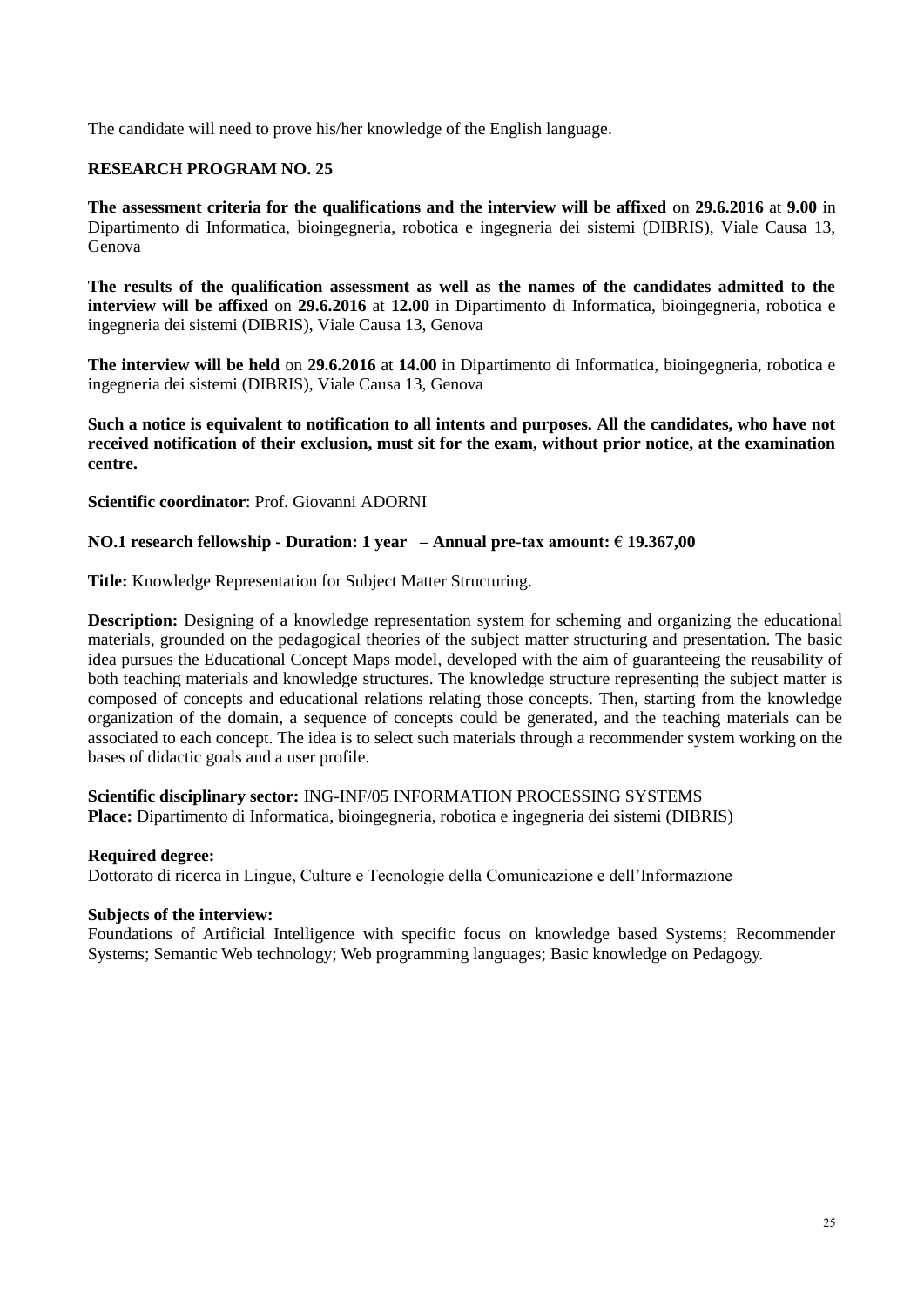The candidate will need to prove his/her knowledge of the English language.

**RESEARCH PROGRAM NO. 25**

**The assessment criteria for the qualifications and the interview will be affixed** on **29.6.2016** at **9.00** in Dipartimento di Informatica, bioingegneria, robotica e ingegneria dei sistemi (DIBRIS), Viale Causa 13, Genova

**The results of the qualification assessment as well as the names of the candidates admitted to the interview will be affixed** on **29.6.2016** at **12.00** in Dipartimento di Informatica, bioingegneria, robotica e ingegneria dei sistemi (DIBRIS), Viale Causa 13, Genova

**The interview will be held** on **29.6.2016** at **14.00** in Dipartimento di Informatica, bioingegneria, robotica e ingegneria dei sistemi (DIBRIS), Viale Causa 13, Genova

**Such a notice is equivalent to notification to all intents and purposes. All the candidates, who have not received notification of their exclusion, must sit for the exam, without prior notice, at the examination centre.**

**Scientific coordinator**: Prof. Giovanni ADORNI

**NO.1 research fellowship - Duration: 1 year – Annual pre-tax amount: € 19.367,00**

**Title:** Knowledge Representation for Subject Matter Structuring.

**Description:** Designing of a knowledge representation system for scheming and organizing the educational materials, grounded on the pedagogical theories of the subject matter structuring and presentation. The basic idea pursues the Educational Concept Maps model, developed with the aim of guaranteeing the reusability of both teaching materials and knowledge structures. The knowledge structure representing the subject matter is composed of concepts and educational relations relating those concepts. Then, starting from the knowledge organization of the domain, a sequence of concepts could be generated, and the teaching materials can be associated to each concept. The idea is to select such materials through a recommender system working on the bases of didactic goals and a user profile.

**Scientific disciplinary sector:** ING-INF/05 INFORMATION PROCESSING SYSTEMS
**Place:** Dipartimento di Informatica, bioingegneria, robotica e ingegneria dei sistemi (DIBRIS)

**Required degree:**
Dottorato di ricerca in Lingue, Culture e Tecnologie della Comunicazione e dell'Informazione

**Subjects of the interview:**
Foundations of Artificial Intelligence with specific focus on knowledge based Systems; Recommender Systems; Semantic Web technology; Web programming languages; Basic knowledge on Pedagogy.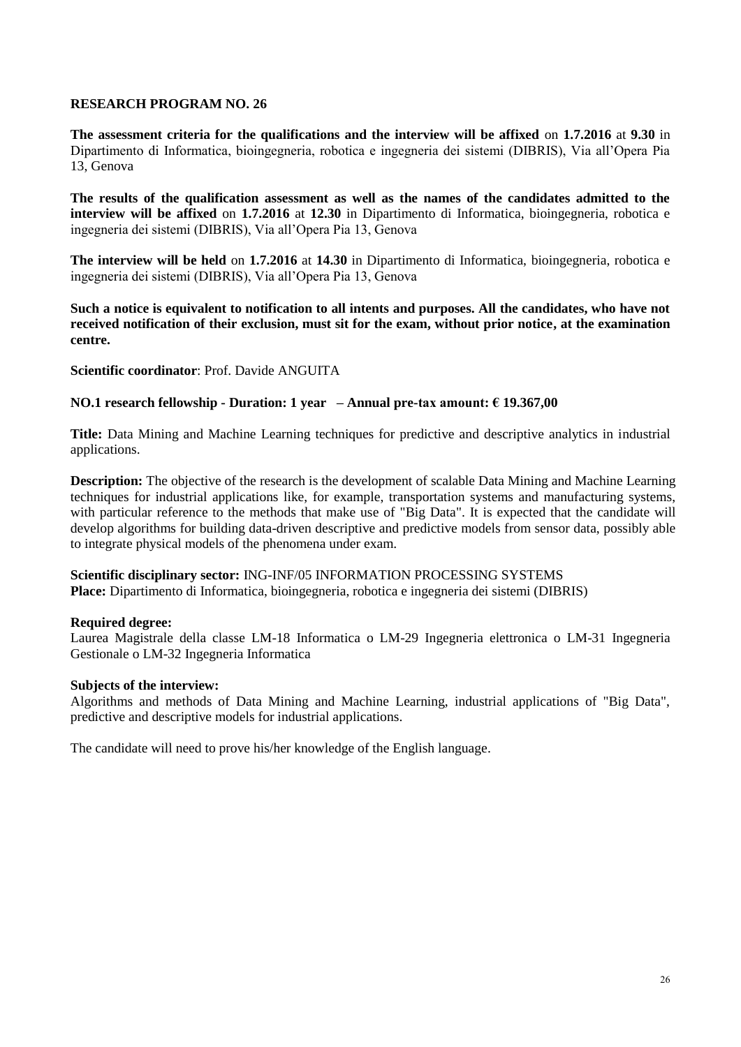## RESEARCH PROGRAM NO. 26

**The assessment criteria for the qualifications and the interview will be affixed** on **1.7.2016** at **9.30** in Dipartimento di Informatica, bioingegneria, robotica e ingegneria dei sistemi (DIBRIS), Via all'Opera Pia 13, Genova

**The results of the qualification assessment as well as the names of the candidates admitted to the interview will be affixed** on **1.7.2016** at **12.30** in Dipartimento di Informatica, bioingegneria, robotica e ingegneria dei sistemi (DIBRIS), Via all'Opera Pia 13, Genova

**The interview will be held** on **1.7.2016** at **14.30** in Dipartimento di Informatica, bioingegneria, robotica e ingegneria dei sistemi (DIBRIS), Via all'Opera Pia 13, Genova

**Such a notice is equivalent to notification to all intents and purposes. All the candidates, who have not received notification of their exclusion, must sit for the exam, without prior notice, at the examination centre.**

**Scientific coordinator**: Prof. Davide ANGUITA

**NO.1 research fellowship - Duration: 1 year – Annual pre-tax amount: € 19.367,00**

**Title:** Data Mining and Machine Learning techniques for predictive and descriptive analytics in industrial applications.

**Description:** The objective of the research is the development of scalable Data Mining and Machine Learning techniques for industrial applications like, for example, transportation systems and manufacturing systems, with particular reference to the methods that make use of "Big Data". It is expected that the candidate will develop algorithms for building data-driven descriptive and predictive models from sensor data, possibly able to integrate physical models of the phenomena under exam.

**Scientific disciplinary sector:** ING-INF/05 INFORMATION PROCESSING SYSTEMS
**Place:** Dipartimento di Informatica, bioingegneria, robotica e ingegneria dei sistemi (DIBRIS)

**Required degree:**
Laurea Magistrale della classe LM-18 Informatica o LM-29 Ingegneria elettronica o LM-31 Ingegneria Gestionale o LM-32 Ingegneria Informatica

**Subjects of the interview:**
Algorithms and methods of Data Mining and Machine Learning, industrial applications of "Big Data", predictive and descriptive models for industrial applications.

The candidate will need to prove his/her knowledge of the English language.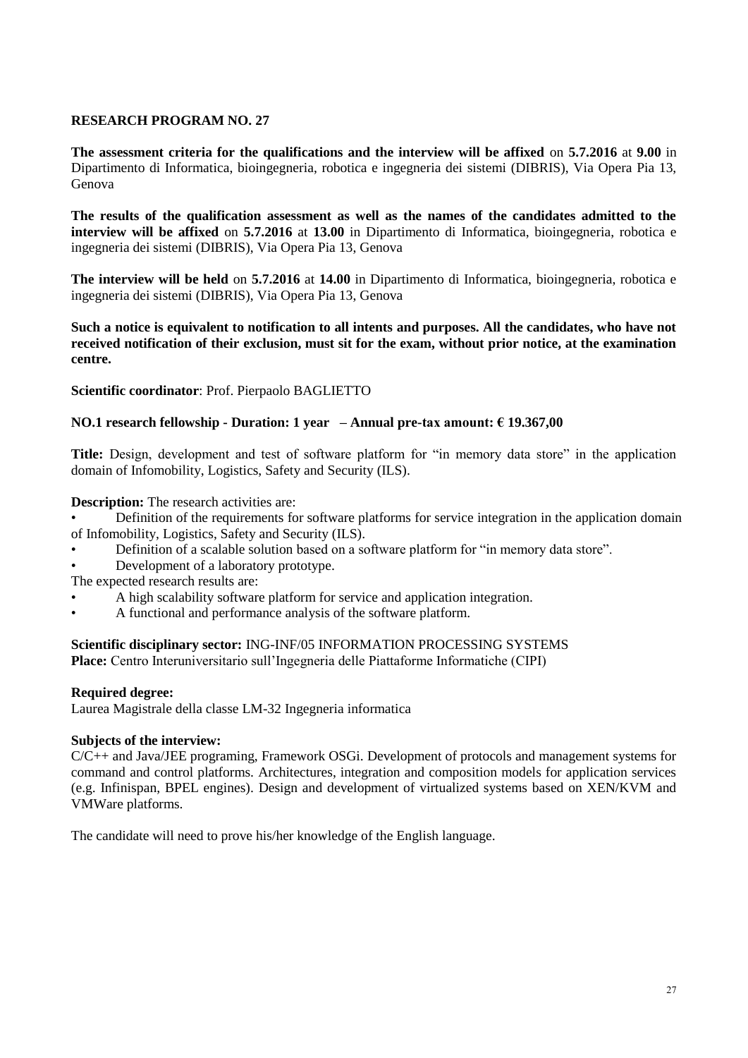## RESEARCH PROGRAM NO. 27

**The assessment criteria for the qualifications and the interview will be affixed** on **5.7.2016** at **9.00** in Dipartimento di Informatica, bioingegneria, robotica e ingegneria dei sistemi (DIBRIS), Via Opera Pia 13, Genova

**The results of the qualification assessment as well as the names of the candidates admitted to the interview will be affixed** on **5.7.2016** at **13.00** in Dipartimento di Informatica, bioingegneria, robotica e ingegneria dei sistemi (DIBRIS), Via Opera Pia 13, Genova

**The interview will be held** on **5.7.2016** at **14.00** in Dipartimento di Informatica, bioingegneria, robotica e ingegneria dei sistemi (DIBRIS), Via Opera Pia 13, Genova

**Such a notice is equivalent to notification to all intents and purposes. All the candidates, who have not received notification of their exclusion, must sit for the exam, without prior notice, at the examination centre.**

**Scientific coordinator**: Prof. Pierpaolo BAGLIETTO

**NO.1 research fellowship - Duration: 1 year – Annual pre-tax amount: € 19.367,00**

**Title:** Design, development and test of software platform for "in memory data store" in the application domain of Infomobility, Logistics, Safety and Security (ILS).

**Description:** The research activities are:

- Definition of the requirements for software platforms for service integration in the application domain of Infomobility, Logistics, Safety and Security (ILS).
- Definition of a scalable solution based on a software platform for "in memory data store".
- Development of a laboratory prototype.

The expected research results are:

- A high scalability software platform for service and application integration.
- A functional and performance analysis of the software platform.

**Scientific disciplinary sector:** ING-INF/05 INFORMATION PROCESSING SYSTEMS
**Place:** Centro Interuniversitario sull'Ingegneria delle Piattaforme Informatiche (CIPI)

**Required degree:**
Laurea Magistrale della classe LM-32 Ingegneria informatica

**Subjects of the interview:**
C/C++ and Java/JEE programing, Framework OSGi. Development of protocols and management systems for command and control platforms. Architectures, integration and composition models for application services (e.g. Infinispan, BPEL engines). Design and development of virtualized systems based on XEN/KVM and VMWare platforms.

The candidate will need to prove his/her knowledge of the English language.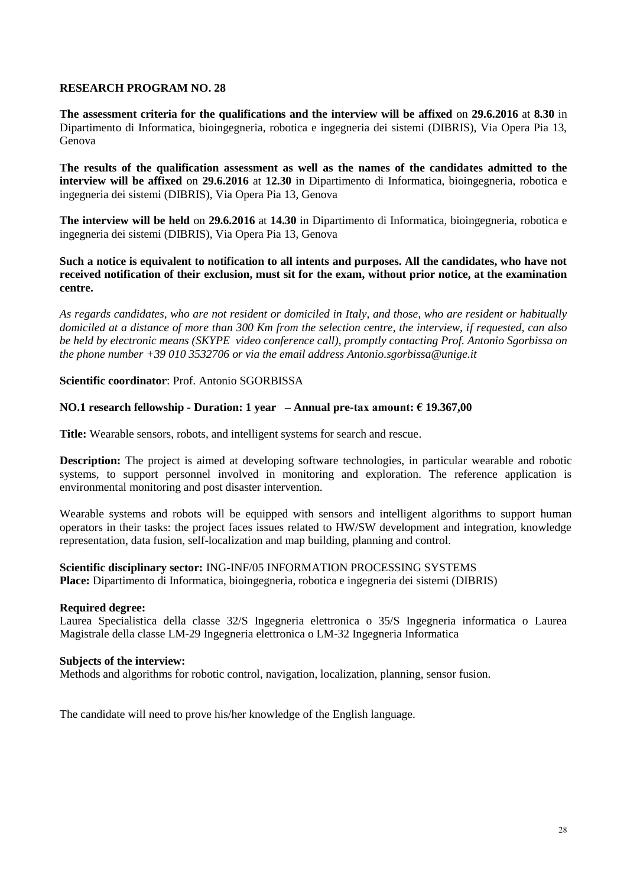**RESEARCH PROGRAM NO. 28**

**The assessment criteria for the qualifications and the interview will be affixed** on **29.6.2016** at **8.30** in Dipartimento di Informatica, bioingegneria, robotica e ingegneria dei sistemi (DIBRIS), Via Opera Pia 13, Genova

**The results of the qualification assessment as well as the names of the candidates admitted to the interview will be affixed** on **29.6.2016** at **12.30** in Dipartimento di Informatica, bioingegneria, robotica e ingegneria dei sistemi (DIBRIS), Via Opera Pia 13, Genova

**The interview will be held** on **29.6.2016** at **14.30** in Dipartimento di Informatica, bioingegneria, robotica e ingegneria dei sistemi (DIBRIS), Via Opera Pia 13, Genova

**Such a notice is equivalent to notification to all intents and purposes. All the candidates, who have not received notification of their exclusion, must sit for the exam, without prior notice, at the examination centre.**

*As regards candidates, who are not resident or domiciled in Italy, and those, who are resident or habitually domiciled at a distance of more than 300 Km from the selection centre, the interview, if requested, can also be held by electronic means (SKYPE video conference call), promptly contacting Prof. Antonio Sgorbissa on the phone number +39 010 3532706 or via the email address Antonio.sgorbissa@unige.it*

**Scientific coordinator**: Prof. Antonio SGORBISSA

**NO.1 research fellowship - Duration: 1 year – Annual pre-tax amount: € 19.367,00**

**Title:** Wearable sensors, robots, and intelligent systems for search and rescue.

**Description:** The project is aimed at developing software technologies, in particular wearable and robotic systems, to support personnel involved in monitoring and exploration. The reference application is environmental monitoring and post disaster intervention.

Wearable systems and robots will be equipped with sensors and intelligent algorithms to support human operators in their tasks: the project faces issues related to HW/SW development and integration, knowledge representation, data fusion, self-localization and map building, planning and control.

**Scientific disciplinary sector:** ING-INF/05 INFORMATION PROCESSING SYSTEMS
**Place:** Dipartimento di Informatica, bioingegneria, robotica e ingegneria dei sistemi (DIBRIS)

**Required degree:**
Laurea Specialistica della classe 32/S Ingegneria elettronica o 35/S Ingegneria informatica o Laurea Magistrale della classe LM-29 Ingegneria elettronica o LM-32 Ingegneria Informatica

**Subjects of the interview:**
Methods and algorithms for robotic control, navigation, localization, planning, sensor fusion.

The candidate will need to prove his/her knowledge of the English language.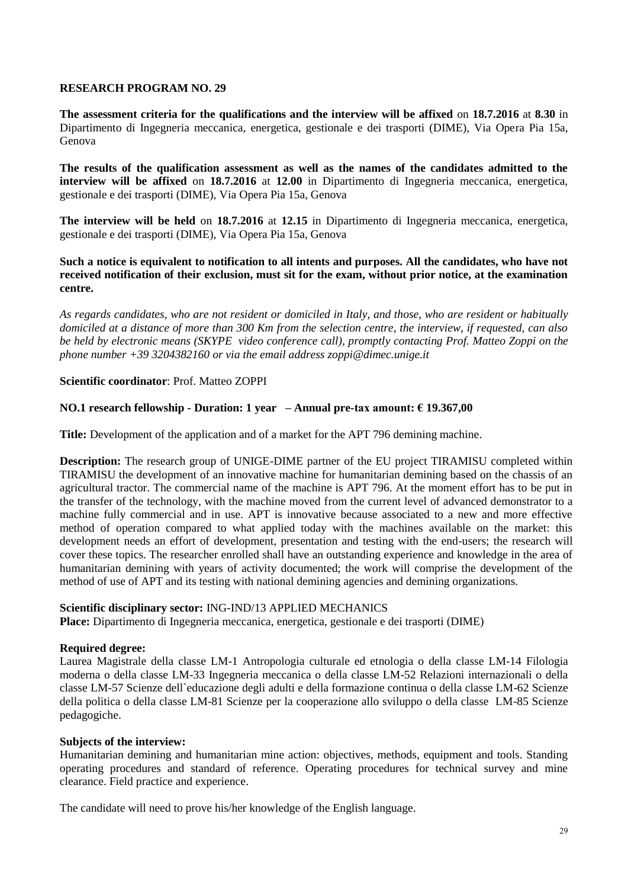## RESEARCH PROGRAM NO. 29

**The assessment criteria for the qualifications and the interview will be affixed** on **18.7.2016** at **8.30** in Dipartimento di Ingegneria meccanica, energetica, gestionale e dei trasporti (DIME), Via Opera Pia 15a, Genova

**The results of the qualification assessment as well as the names of the candidates admitted to the interview will be affixed** on **18.7.2016** at **12.00** in Dipartimento di Ingegneria meccanica, energetica, gestionale e dei trasporti (DIME), Via Opera Pia 15a, Genova

**The interview will be held** on **18.7.2016** at **12.15** in Dipartimento di Ingegneria meccanica, energetica, gestionale e dei trasporti (DIME), Via Opera Pia 15a, Genova

**Such a notice is equivalent to notification to all intents and purposes. All the candidates, who have not received notification of their exclusion, must sit for the exam, without prior notice, at the examination centre.**

*As regards candidates, who are not resident or domiciled in Italy, and those, who are resident or habitually domiciled at a distance of more than 300 Km from the selection centre, the interview, if requested, can also be held by electronic means (SKYPE video conference call), promptly contacting Prof. Matteo Zoppi on the phone number +39 3204382160 or via the email address zoppi@dimec.unige.it*

**Scientific coordinator**: Prof. Matteo ZOPPI

**NO.1 research fellowship - Duration: 1 year – Annual pre-tax amount: € 19.367,00**

**Title:** Development of the application and of a market for the APT 796 demining machine.

**Description:** The research group of UNIGE-DIME partner of the EU project TIRAMISU completed within TIRAMISU the development of an innovative machine for humanitarian demining based on the chassis of an agricultural tractor. The commercial name of the machine is APT 796. At the moment effort has to be put in the transfer of the technology, with the machine moved from the current level of advanced demonstrator to a machine fully commercial and in use. APT is innovative because associated to a new and more effective method of operation compared to what applied today with the machines available on the market: this development needs an effort of development, presentation and testing with the end-users; the research will cover these topics. The researcher enrolled shall have an outstanding experience and knowledge in the area of humanitarian demining with years of activity documented; the work will comprise the development of the method of use of APT and its testing with national demining agencies and demining organizations.

**Scientific disciplinary sector:** ING-IND/13 APPLIED MECHANICS
**Place:** Dipartimento di Ingegneria meccanica, energetica, gestionale e dei trasporti (DIME)

**Required degree:**
Laurea Magistrale della classe LM-1 Antropologia culturale ed etnologia o della classe LM-14 Filologia moderna o della classe LM-33 Ingegneria meccanica o della classe LM-52 Relazioni internazionali o della classe LM-57 Scienze dell`educazione degli adulti e della formazione continua o della classe LM-62 Scienze della politica o della classe LM-81 Scienze per la cooperazione allo sviluppo o della classe LM-85 Scienze pedagogiche.

**Subjects of the interview:**
Humanitarian demining and humanitarian mine action: objectives, methods, equipment and tools. Standing operating procedures and standard of reference. Operating procedures for technical survey and mine clearance. Field practice and experience.

The candidate will need to prove his/her knowledge of the English language.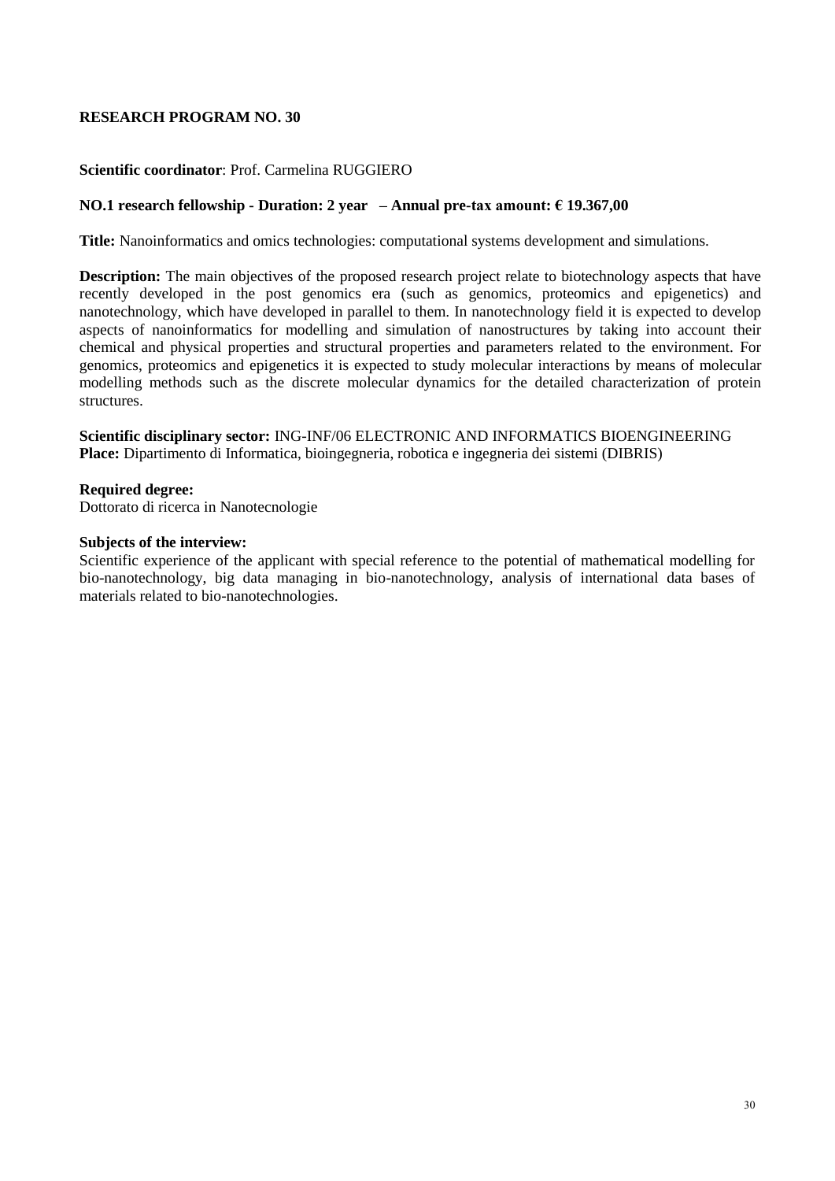## RESEARCH PROGRAM NO. 30

**Scientific coordinator**: Prof. Carmelina RUGGIERO

**NO.1 research fellowship - Duration: 2 year – Annual pre-tax amount: € 19.367,00**

**Title:** Nanoinformatics and omics technologies: computational systems development and simulations.

**Description:** The main objectives of the proposed research project relate to biotechnology aspects that have recently developed in the post genomics era (such as genomics, proteomics and epigenetics) and nanotechnology, which have developed in parallel to them. In nanotechnology field it is expected to develop aspects of nanoinformatics for modelling and simulation of nanostructures by taking into account their chemical and physical properties and structural properties and parameters related to the environment. For genomics, proteomics and epigenetics it is expected to study molecular interactions by means of molecular modelling methods such as the discrete molecular dynamics for the detailed characterization of protein structures.

**Scientific disciplinary sector:** ING-INF/06 ELECTRONIC AND INFORMATICS BIOENGINEERING
**Place:** Dipartimento di Informatica, bioingegneria, robotica e ingegneria dei sistemi (DIBRIS)

**Required degree:**
Dottorato di ricerca in Nanotecnologie

**Subjects of the interview:**
Scientific experience of the applicant with special reference to the potential of mathematical modelling for bio-nanotechnology, big data managing in bio-nanotechnology, analysis of international data bases of materials related to bio-nanotechnologies.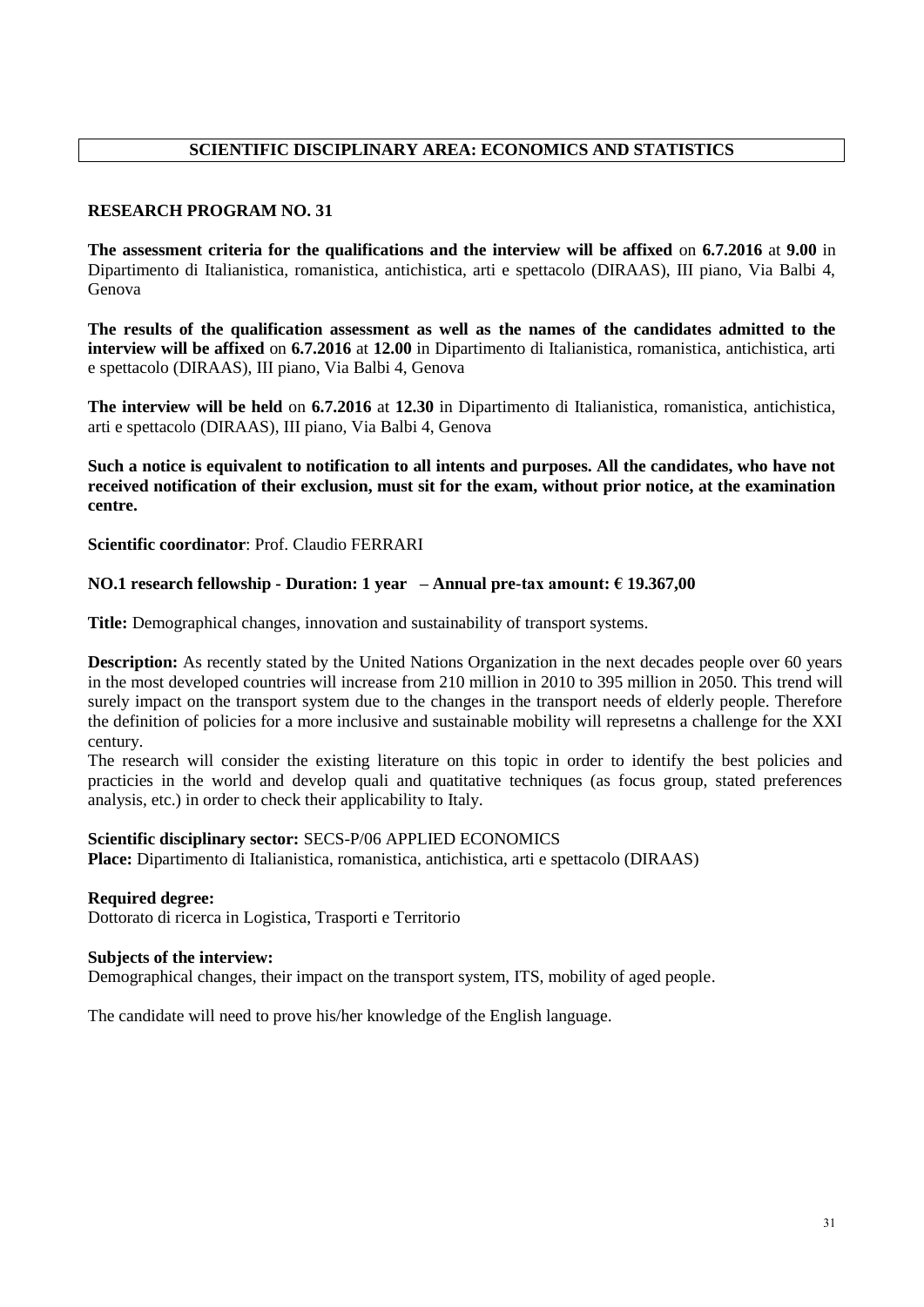## SCIENTIFIC DISCIPLINARY AREA: ECONOMICS AND STATISTICS

### RESEARCH PROGRAM NO. 31

**The assessment criteria for the qualifications and the interview will be affixed** on **6.7.2016** at **9.00** in Dipartimento di Italianistica, romanistica, antichistica, arti e spettacolo (DIRAAS), III piano, Via Balbi 4, Genova

**The results of the qualification assessment as well as the names of the candidates admitted to the interview will be affixed** on **6.7.2016** at **12.00** in Dipartimento di Italianistica, romanistica, antichistica, arti e spettacolo (DIRAAS), III piano, Via Balbi 4, Genova

**The interview will be held** on **6.7.2016** at **12.30** in Dipartimento di Italianistica, romanistica, antichistica, arti e spettacolo (DIRAAS), III piano, Via Balbi 4, Genova

**Such a notice is equivalent to notification to all intents and purposes. All the candidates, who have not received notification of their exclusion, must sit for the exam, without prior notice, at the examination centre.**

**Scientific coordinator**: Prof. Claudio FERRARI

**NO.1 research fellowship - Duration: 1 year – Annual pre-tax amount: € 19.367,00**

**Title:** Demographical changes, innovation and sustainability of transport systems.

**Description:** As recently stated by the United Nations Organization in the next decades people over 60 years in the most developed countries will increase from 210 million in 2010 to 395 million in 2050. This trend will surely impact on the transport system due to the changes in the transport needs of elderly people. Therefore the definition of policies for a more inclusive and sustainable mobility will represetns a challenge for the XXI century.
The research will consider the existing literature on this topic in order to identify the best policies and practicies in the world and develop quali and quatitative techniques (as focus group, stated preferences analysis, etc.) in order to check their applicability to Italy.

**Scientific disciplinary sector:** SECS-P/06 APPLIED ECONOMICS
**Place:** Dipartimento di Italianistica, romanistica, antichistica, arti e spettacolo (DIRAAS)

**Required degree:**
Dottorato di ricerca in Logistica, Trasporti e Territorio

**Subjects of the interview:**
Demographical changes, their impact on the transport system, ITS, mobility of aged people.

The candidate will need to prove his/her knowledge of the English language.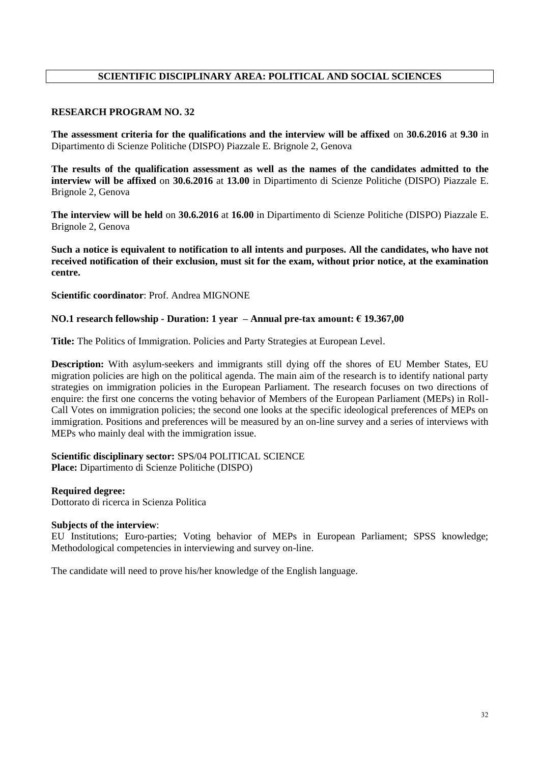## SCIENTIFIC DISCIPLINARY AREA: POLITICAL AND SOCIAL SCIENCES

### RESEARCH PROGRAM NO. 32

**The assessment criteria for the qualifications and the interview will be affixed** on **30.6.2016** at **9.30** in Dipartimento di Scienze Politiche (DISPO) Piazzale E. Brignole 2, Genova

**The results of the qualification assessment as well as the names of the candidates admitted to the interview will be affixed** on **30.6.2016** at **13.00** in Dipartimento di Scienze Politiche (DISPO) Piazzale E. Brignole 2, Genova

**The interview will be held** on **30.6.2016** at **16.00** in Dipartimento di Scienze Politiche (DISPO) Piazzale E. Brignole 2, Genova

**Such a notice is equivalent to notification to all intents and purposes. All the candidates, who have not received notification of their exclusion, must sit for the exam, without prior notice, at the examination centre.**

**Scientific coordinator**: Prof. Andrea MIGNONE

**NO.1 research fellowship - Duration: 1 year – Annual pre-tax amount: € 19.367,00**

**Title:** The Politics of Immigration. Policies and Party Strategies at European Level.

**Description:** With asylum-seekers and immigrants still dying off the shores of EU Member States, EU migration policies are high on the political agenda. The main aim of the research is to identify national party strategies on immigration policies in the European Parliament. The research focuses on two directions of enquire: the first one concerns the voting behavior of Members of the European Parliament (MEPs) in Roll-Call Votes on immigration policies; the second one looks at the specific ideological preferences of MEPs on immigration. Positions and preferences will be measured by an on-line survey and a series of interviews with MEPs who mainly deal with the immigration issue.

**Scientific disciplinary sector:** SPS/04 POLITICAL SCIENCE
**Place:** Dipartimento di Scienze Politiche (DISPO)

**Required degree:**
Dottorato di ricerca in Scienza Politica

**Subjects of the interview**:
EU Institutions; Euro-parties; Voting behavior of MEPs in European Parliament; SPSS knowledge; Methodological competencies in interviewing and survey on-line.

The candidate will need to prove his/her knowledge of the English language.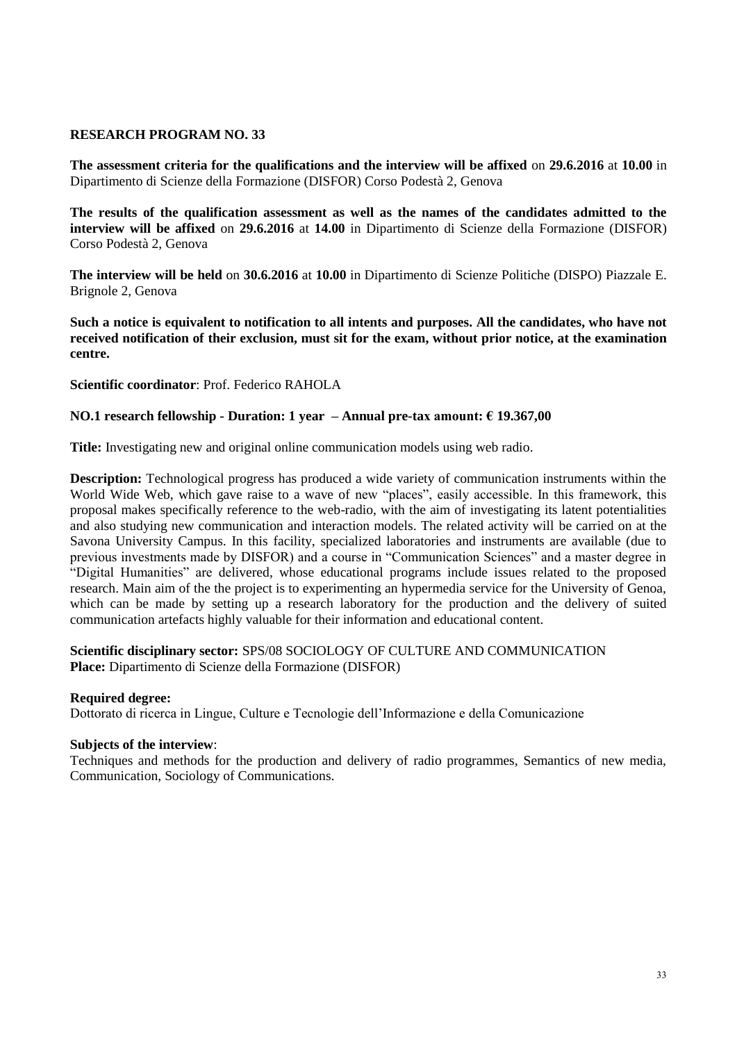**RESEARCH PROGRAM NO. 33**

**The assessment criteria for the qualifications and the interview will be affixed** on **29.6.2016** at **10.00** in Dipartimento di Scienze della Formazione (DISFOR) Corso Podestà 2, Genova

**The results of the qualification assessment as well as the names of the candidates admitted to the interview will be affixed** on **29.6.2016** at **14.00** in Dipartimento di Scienze della Formazione (DISFOR) Corso Podestà 2, Genova

**The interview will be held** on **30.6.2016** at **10.00** in Dipartimento di Scienze Politiche (DISPO) Piazzale E. Brignole 2, Genova

**Such a notice is equivalent to notification to all intents and purposes. All the candidates, who have not received notification of their exclusion, must sit for the exam, without prior notice, at the examination centre.**

**Scientific coordinator**: Prof. Federico RAHOLA

**NO.1 research fellowship - Duration: 1 year – Annual pre-tax amount: € 19.367,00**

**Title:** Investigating new and original online communication models using web radio.

**Description:** Technological progress has produced a wide variety of communication instruments within the World Wide Web, which gave raise to a wave of new "places", easily accessible. In this framework, this proposal makes specifically reference to the web-radio, with the aim of investigating its latent potentialities and also studying new communication and interaction models. The related activity will be carried on at the Savona University Campus. In this facility, specialized laboratories and instruments are available (due to previous investments made by DISFOR) and a course in "Communication Sciences" and a master degree in "Digital Humanities" are delivered, whose educational programs include issues related to the proposed research. Main aim of the the project is to experimenting an hypermedia service for the University of Genoa, which can be made by setting up a research laboratory for the production and the delivery of suited communication artefacts highly valuable for their information and educational content.

**Scientific disciplinary sector:** SPS/08 SOCIOLOGY OF CULTURE AND COMMUNICATION
**Place:** Dipartimento di Scienze della Formazione (DISFOR)

**Required degree:**
Dottorato di ricerca in Lingue, Culture e Tecnologie dell'Informazione e della Comunicazione

**Subjects of the interview**:
Techniques and methods for the production and delivery of radio programmes, Semantics of new media, Communication, Sociology of Communications.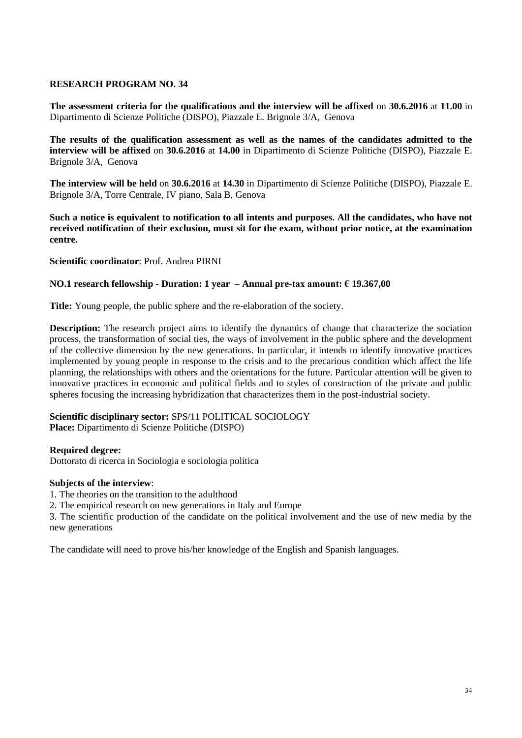## RESEARCH PROGRAM NO. 34

**The assessment criteria for the qualifications and the interview will be affixed** on **30.6.2016** at **11.00** in Dipartimento di Scienze Politiche (DISPO), Piazzale E. Brignole 3/A, Genova

**The results of the qualification assessment as well as the names of the candidates admitted to the interview will be affixed** on **30.6.2016** at **14.00** in Dipartimento di Scienze Politiche (DISPO), Piazzale E. Brignole 3/A, Genova

**The interview will be held** on **30.6.2016** at **14.30** in Dipartimento di Scienze Politiche (DISPO), Piazzale E. Brignole 3/A, Torre Centrale, IV piano, Sala B, Genova

**Such a notice is equivalent to notification to all intents and purposes. All the candidates, who have not received notification of their exclusion, must sit for the exam, without prior notice, at the examination centre.**

**Scientific coordinator**: Prof. Andrea PIRNI

**NO.1 research fellowship - Duration: 1 year – Annual pre-tax amount: € 19.367,00**

**Title:** Young people, the public sphere and the re-elaboration of the society.

**Description:** The research project aims to identify the dynamics of change that characterize the sociation process, the transformation of social ties, the ways of involvement in the public sphere and the development of the collective dimension by the new generations. In particular, it intends to identify innovative practices implemented by young people in response to the crisis and to the precarious condition which affect the life planning, the relationships with others and the orientations for the future. Particular attention will be given to innovative practices in economic and political fields and to styles of construction of the private and public spheres focusing the increasing hybridization that characterizes them in the post-industrial society.

**Scientific disciplinary sector:** SPS/11 POLITICAL SOCIOLOGY
**Place:** Dipartimento di Scienze Politiche (DISPO)

**Required degree:**
Dottorato di ricerca in Sociologia e sociologia politica

**Subjects of the interview**:

1. The theories on the transition to the adulthood
2. The empirical research on new generations in Italy and Europe
3. The scientific production of the candidate on the political involvement and the use of new media by the new generations

The candidate will need to prove his/her knowledge of the English and Spanish languages.